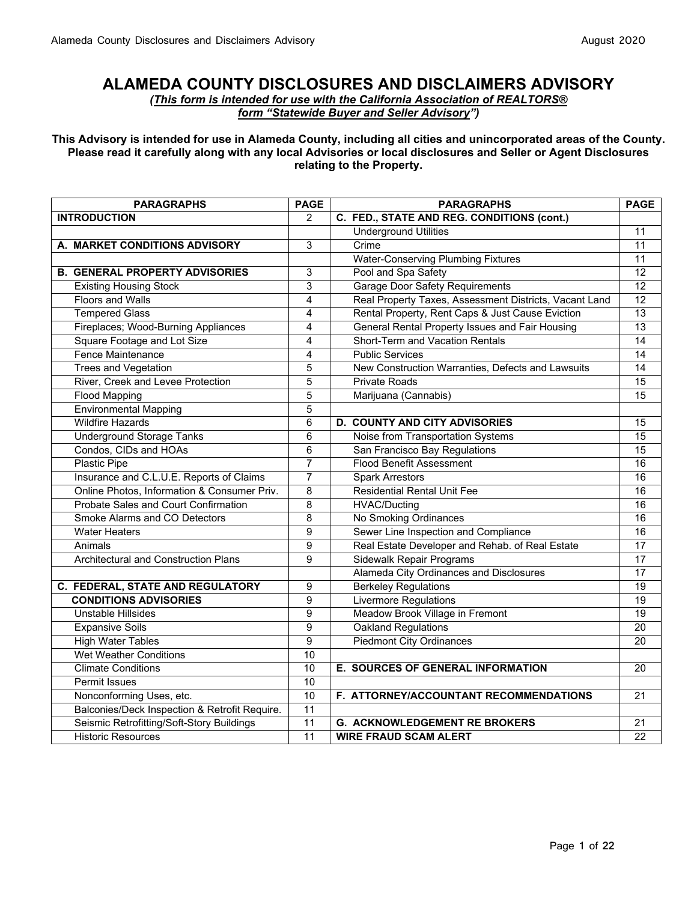# ALAMEDA COUNTY DISCLOSURES AND DISCLAIMERS ADVISORY

***(This form is intended for use with the California Association of REALTORS® form "Statewide Buyer and Seller Advisory")***

**This Advisory is intended for use in Alameda County, including all cities and unincorporated areas of the County. Please read it carefully along with any local Advisories or local disclosures and Seller or Agent Disclosures relating to the Property.**

| PARAGRAPHS | PAGE | PARAGRAPHS | PAGE |
|---|---|---|---|
| **INTRODUCTION** | 2 | **C. FED., STATE AND REG. CONDITIONS (cont.)** | |
| | | Underground Utilities | 11 |
| **A. MARKET CONDITIONS ADVISORY** | 3 | Crime | 11 |
| | | Water-Conserving Plumbing Fixtures | 11 |
| **B. GENERAL PROPERTY ADVISORIES** | 3 | Pool and Spa Safety | 12 |
| Existing Housing Stock | 3 | Garage Door Safety Requirements | 12 |
| Floors and Walls | 4 | Real Property Taxes, Assessment Districts, Vacant Land | 12 |
| Tempered Glass | 4 | Rental Property, Rent Caps & Just Cause Eviction | 13 |
| Fireplaces; Wood-Burning Appliances | 4 | General Rental Property Issues and Fair Housing | 13 |
| Square Footage and Lot Size | 4 | Short-Term and Vacation Rentals | 14 |
| Fence Maintenance | 4 | Public Services | 14 |
| Trees and Vegetation | 5 | New Construction Warranties, Defects and Lawsuits | 14 |
| River, Creek and Levee Protection | 5 | Private Roads | 15 |
| Flood Mapping | 5 | Marijuana (Cannabis) | 15 |
| Environmental Mapping | 5 | | |
| Wildfire Hazards | 6 | **D. COUNTY AND CITY ADVISORIES** | 15 |
| Underground Storage Tanks | 6 | Noise from Transportation Systems | 15 |
| Condos, CIDs and HOAs | 6 | San Francisco Bay Regulations | 15 |
| Plastic Pipe | 7 | Flood Benefit Assessment | 16 |
| Insurance and C.L.U.E. Reports of Claims | 7 | Spark Arrestors | 16 |
| Online Photos, Information & Consumer Priv. | 8 | Residential Rental Unit Fee | 16 |
| Probate Sales and Court Confirmation | 8 | HVAC/Ducting | 16 |
| Smoke Alarms and CO Detectors | 8 | No Smoking Ordinances | 16 |
| Water Heaters | 9 | Sewer Line Inspection and Compliance | 16 |
| Animals | 9 | Real Estate Developer and Rehab. of Real Estate | 17 |
| Architectural and Construction Plans | 9 | Sidewalk Repair Programs | 17 |
| | | Alameda City Ordinances and Disclosures | 17 |
| **C. FEDERAL, STATE AND REGULATORY** | 9 | Berkeley Regulations | 19 |
| **CONDITIONS ADVISORIES** | 9 | Livermore Regulations | 19 |
| Unstable Hillsides | 9 | Meadow Brook Village in Fremont | 19 |
| Expansive Soils | 9 | Oakland Regulations | 20 |
| High Water Tables | 9 | Piedmont City Ordinances | 20 |
| Wet Weather Conditions | 10 | | |
| Climate Conditions | 10 | **E. SOURCES OF GENERAL INFORMATION** | 20 |
| Permit Issues | 10 | | |
| Nonconforming Uses, etc. | 10 | **F. ATTORNEY/ACCOUNTANT RECOMMENDATIONS** | 21 |
| Balconies/Deck Inspection & Retrofit Require. | 11 | | |
| Seismic Retrofitting/Soft-Story Buildings | 11 | **G. ACKNOWLEDGEMENT RE BROKERS** | 21 |
| Historic Resources | 11 | **WIRE FRAUD SCAM ALERT** | 22 |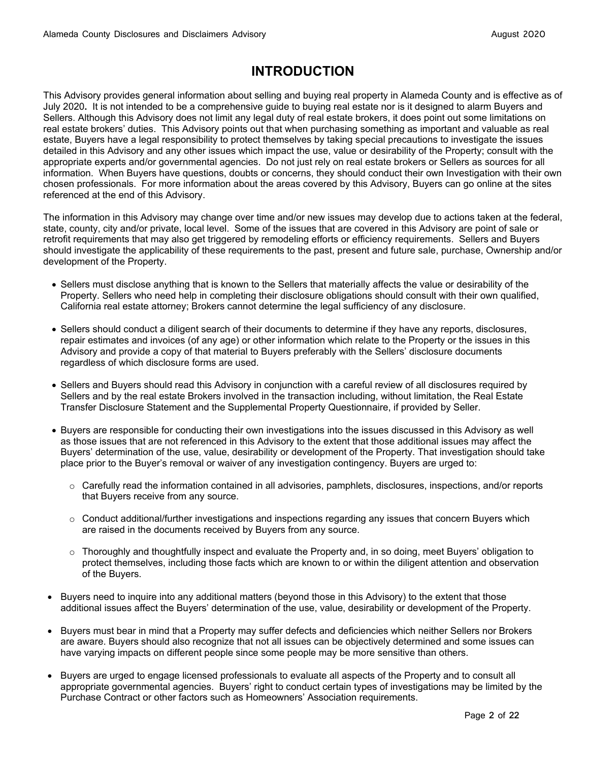# INTRODUCTION

This Advisory provides general information about selling and buying real property in Alameda County and is effective as of July 2020**.** It is not intended to be a comprehensive guide to buying real estate nor is it designed to alarm Buyers and Sellers. Although this Advisory does not limit any legal duty of real estate brokers, it does point out some limitations on real estate brokers' duties. This Advisory points out that when purchasing something as important and valuable as real estate, Buyers have a legal responsibility to protect themselves by taking special precautions to investigate the issues detailed in this Advisory and any other issues which impact the use, value or desirability of the Property; consult with the appropriate experts and/or governmental agencies. Do not just rely on real estate brokers or Sellers as sources for all information. When Buyers have questions, doubts or concerns, they should conduct their own Investigation with their own chosen professionals. For more information about the areas covered by this Advisory, Buyers can go online at the sites referenced at the end of this Advisory.

The information in this Advisory may change over time and/or new issues may develop due to actions taken at the federal, state, county, city and/or private, local level. Some of the issues that are covered in this Advisory are point of sale or retrofit requirements that may also get triggered by remodeling efforts or efficiency requirements. Sellers and Buyers should investigate the applicability of these requirements to the past, present and future sale, purchase, Ownership and/or development of the Property.

- Sellers must disclose anything that is known to the Sellers that materially affects the value or desirability of the Property. Sellers who need help in completing their disclosure obligations should consult with their own qualified, California real estate attorney; Brokers cannot determine the legal sufficiency of any disclosure.
- Sellers should conduct a diligent search of their documents to determine if they have any reports, disclosures, repair estimates and invoices (of any age) or other information which relate to the Property or the issues in this Advisory and provide a copy of that material to Buyers preferably with the Sellers' disclosure documents regardless of which disclosure forms are used.
- Sellers and Buyers should read this Advisory in conjunction with a careful review of all disclosures required by Sellers and by the real estate Brokers involved in the transaction including, without limitation, the Real Estate Transfer Disclosure Statement and the Supplemental Property Questionnaire, if provided by Seller.
- Buyers are responsible for conducting their own investigations into the issues discussed in this Advisory as well as those issues that are not referenced in this Advisory to the extent that those additional issues may affect the Buyers' determination of the use, value, desirability or development of the Property. That investigation should take place prior to the Buyer's removal or waiver of any investigation contingency. Buyers are urged to:
  - Carefully read the information contained in all advisories, pamphlets, disclosures, inspections, and/or reports that Buyers receive from any source.
  - Conduct additional/further investigations and inspections regarding any issues that concern Buyers which are raised in the documents received by Buyers from any source.
  - Thoroughly and thoughtfully inspect and evaluate the Property and, in so doing, meet Buyers' obligation to protect themselves, including those facts which are known to or within the diligent attention and observation of the Buyers.
- Buyers need to inquire into any additional matters (beyond those in this Advisory) to the extent that those additional issues affect the Buyers' determination of the use, value, desirability or development of the Property.
- Buyers must bear in mind that a Property may suffer defects and deficiencies which neither Sellers nor Brokers are aware. Buyers should also recognize that not all issues can be objectively determined and some issues can have varying impacts on different people since some people may be more sensitive than others.
- Buyers are urged to engage licensed professionals to evaluate all aspects of the Property and to consult all appropriate governmental agencies. Buyers' right to conduct certain types of investigations may be limited by the Purchase Contract or other factors such as Homeowners' Association requirements.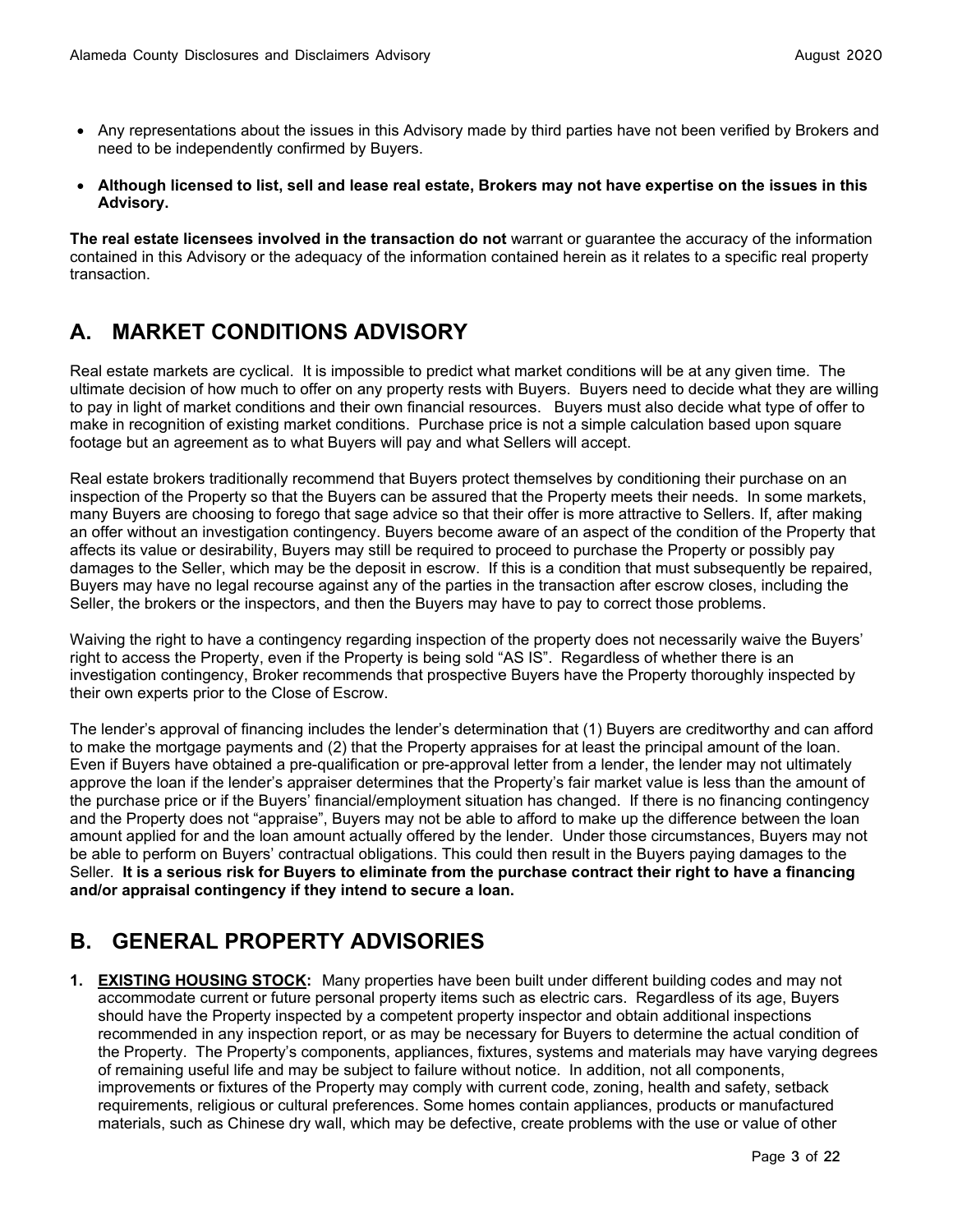- Any representations about the issues in this Advisory made by third parties have not been verified by Brokers and need to be independently confirmed by Buyers.
- **Although licensed to list, sell and lease real estate, Brokers may not have expertise on the issues in this Advisory.**

**The real estate licensees involved in the transaction do not** warrant or guarantee the accuracy of the information contained in this Advisory or the adequacy of the information contained herein as it relates to a specific real property transaction.

## A. MARKET CONDITIONS ADVISORY

Real estate markets are cyclical. It is impossible to predict what market conditions will be at any given time. The ultimate decision of how much to offer on any property rests with Buyers. Buyers need to decide what they are willing to pay in light of market conditions and their own financial resources. Buyers must also decide what type of offer to make in recognition of existing market conditions. Purchase price is not a simple calculation based upon square footage but an agreement as to what Buyers will pay and what Sellers will accept.

Real estate brokers traditionally recommend that Buyers protect themselves by conditioning their purchase on an inspection of the Property so that the Buyers can be assured that the Property meets their needs. In some markets, many Buyers are choosing to forego that sage advice so that their offer is more attractive to Sellers. If, after making an offer without an investigation contingency. Buyers become aware of an aspect of the condition of the Property that affects its value or desirability, Buyers may still be required to proceed to purchase the Property or possibly pay damages to the Seller, which may be the deposit in escrow. If this is a condition that must subsequently be repaired, Buyers may have no legal recourse against any of the parties in the transaction after escrow closes, including the Seller, the brokers or the inspectors, and then the Buyers may have to pay to correct those problems.

Waiving the right to have a contingency regarding inspection of the property does not necessarily waive the Buyers' right to access the Property, even if the Property is being sold "AS IS". Regardless of whether there is an investigation contingency, Broker recommends that prospective Buyers have the Property thoroughly inspected by their own experts prior to the Close of Escrow.

The lender's approval of financing includes the lender's determination that (1) Buyers are creditworthy and can afford to make the mortgage payments and (2) that the Property appraises for at least the principal amount of the loan. Even if Buyers have obtained a pre-qualification or pre-approval letter from a lender, the lender may not ultimately approve the loan if the lender's appraiser determines that the Property's fair market value is less than the amount of the purchase price or if the Buyers' financial/employment situation has changed. If there is no financing contingency and the Property does not "appraise", Buyers may not be able to afford to make up the difference between the loan amount applied for and the loan amount actually offered by the lender. Under those circumstances, Buyers may not be able to perform on Buyers' contractual obligations. This could then result in the Buyers paying damages to the Seller. **It is a serious risk for Buyers to eliminate from the purchase contract their right to have a financing and/or appraisal contingency if they intend to secure a loan.**

## B. GENERAL PROPERTY ADVISORIES

1. **EXISTING HOUSING STOCK:** Many properties have been built under different building codes and may not accommodate current or future personal property items such as electric cars. Regardless of its age, Buyers should have the Property inspected by a competent property inspector and obtain additional inspections recommended in any inspection report, or as may be necessary for Buyers to determine the actual condition of the Property. The Property's components, appliances, fixtures, systems and materials may have varying degrees of remaining useful life and may be subject to failure without notice. In addition, not all components, improvements or fixtures of the Property may comply with current code, zoning, health and safety, setback requirements, religious or cultural preferences. Some homes contain appliances, products or manufactured materials, such as Chinese dry wall, which may be defective, create problems with the use or value of other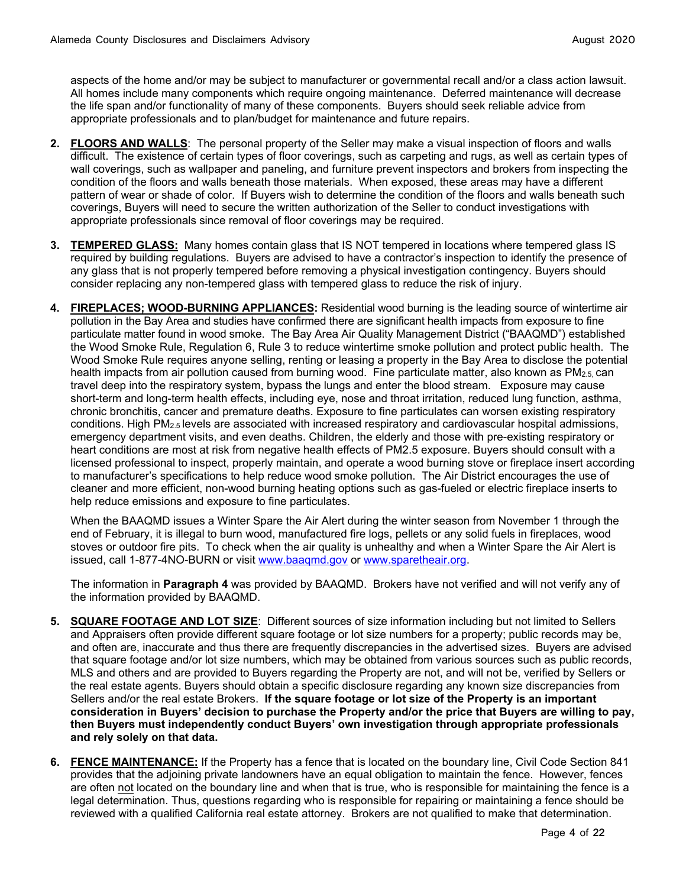aspects of the home and/or may be subject to manufacturer or governmental recall and/or a class action lawsuit. All homes include many components which require ongoing maintenance. Deferred maintenance will decrease the life span and/or functionality of many of these components. Buyers should seek reliable advice from appropriate professionals and to plan/budget for maintenance and future repairs.

2. **FLOORS AND WALLS**: The personal property of the Seller may make a visual inspection of floors and walls difficult. The existence of certain types of floor coverings, such as carpeting and rugs, as well as certain types of wall coverings, such as wallpaper and paneling, and furniture prevent inspectors and brokers from inspecting the condition of the floors and walls beneath those materials. When exposed, these areas may have a different pattern of wear or shade of color. If Buyers wish to determine the condition of the floors and walls beneath such coverings, Buyers will need to secure the written authorization of the Seller to conduct investigations with appropriate professionals since removal of floor coverings may be required.

3. **TEMPERED GLASS:** Many homes contain glass that IS NOT tempered in locations where tempered glass IS required by building regulations. Buyers are advised to have a contractor's inspection to identify the presence of any glass that is not properly tempered before removing a physical investigation contingency. Buyers should consider replacing any non-tempered glass with tempered glass to reduce the risk of injury.

4. **FIREPLACES; WOOD-BURNING APPLIANCES:** Residential wood burning is the leading source of wintertime air pollution in the Bay Area and studies have confirmed there are significant health impacts from exposure to fine particulate matter found in wood smoke. The Bay Area Air Quality Management District ("BAAQMD") established the Wood Smoke Rule, Regulation 6, Rule 3 to reduce wintertime smoke pollution and protect public health. The Wood Smoke Rule requires anyone selling, renting or leasing a property in the Bay Area to disclose the potential health impacts from air pollution caused from burning wood. Fine particulate matter, also known as $PM_{2.5}$, can travel deep into the respiratory system, bypass the lungs and enter the blood stream. Exposure may cause short-term and long-term health effects, including eye, nose and throat irritation, reduced lung function, asthma, chronic bronchitis, cancer and premature deaths. Exposure to fine particulates can worsen existing respiratory conditions. High $PM_{2.5}$ levels are associated with increased respiratory and cardiovascular hospital admissions, emergency department visits, and even deaths. Children, the elderly and those with pre-existing respiratory or heart conditions are most at risk from negative health effects of PM2.5 exposure. Buyers should consult with a licensed professional to inspect, properly maintain, and operate a wood burning stove or fireplace insert according to manufacturer's specifications to help reduce wood smoke pollution. The Air District encourages the use of cleaner and more efficient, non-wood burning heating options such as gas-fueled or electric fireplace inserts to help reduce emissions and exposure to fine particulates.

   When the BAAQMD issues a Winter Spare the Air Alert during the winter season from November 1 through the end of February, it is illegal to burn wood, manufactured fire logs, pellets or any solid fuels in fireplaces, wood stoves or outdoor fire pits. To check when the air quality is unhealthy and when a Winter Spare the Air Alert is issued, call 1-877-4NO-BURN or visit www.baaqmd.gov or www.sparetheair.org.

   The information in **Paragraph 4** was provided by BAAQMD. Brokers have not verified and will not verify any of the information provided by BAAQMD.

5. **SQUARE FOOTAGE AND LOT SIZE**: Different sources of size information including but not limited to Sellers and Appraisers often provide different square footage or lot size numbers for a property; public records may be, and often are, inaccurate and thus there are frequently discrepancies in the advertised sizes. Buyers are advised that square footage and/or lot size numbers, which may be obtained from various sources such as public records, MLS and others and are provided to Buyers regarding the Property are not, and will not be, verified by Sellers or the real estate agents. Buyers should obtain a specific disclosure regarding any known size discrepancies from Sellers and/or the real estate Brokers. **If the square footage or lot size of the Property is an important consideration in Buyers' decision to purchase the Property and/or the price that Buyers are willing to pay, then Buyers must independently conduct Buyers' own investigation through appropriate professionals and rely solely on that data.**

6. **FENCE MAINTENANCE:** If the Property has a fence that is located on the boundary line, Civil Code Section 841 provides that the adjoining private landowners have an equal obligation to maintain the fence. However, fences are often not located on the boundary line and when that is true, who is responsible for maintaining the fence is a legal determination. Thus, questions regarding who is responsible for repairing or maintaining a fence should be reviewed with a qualified California real estate attorney. Brokers are not qualified to make that determination.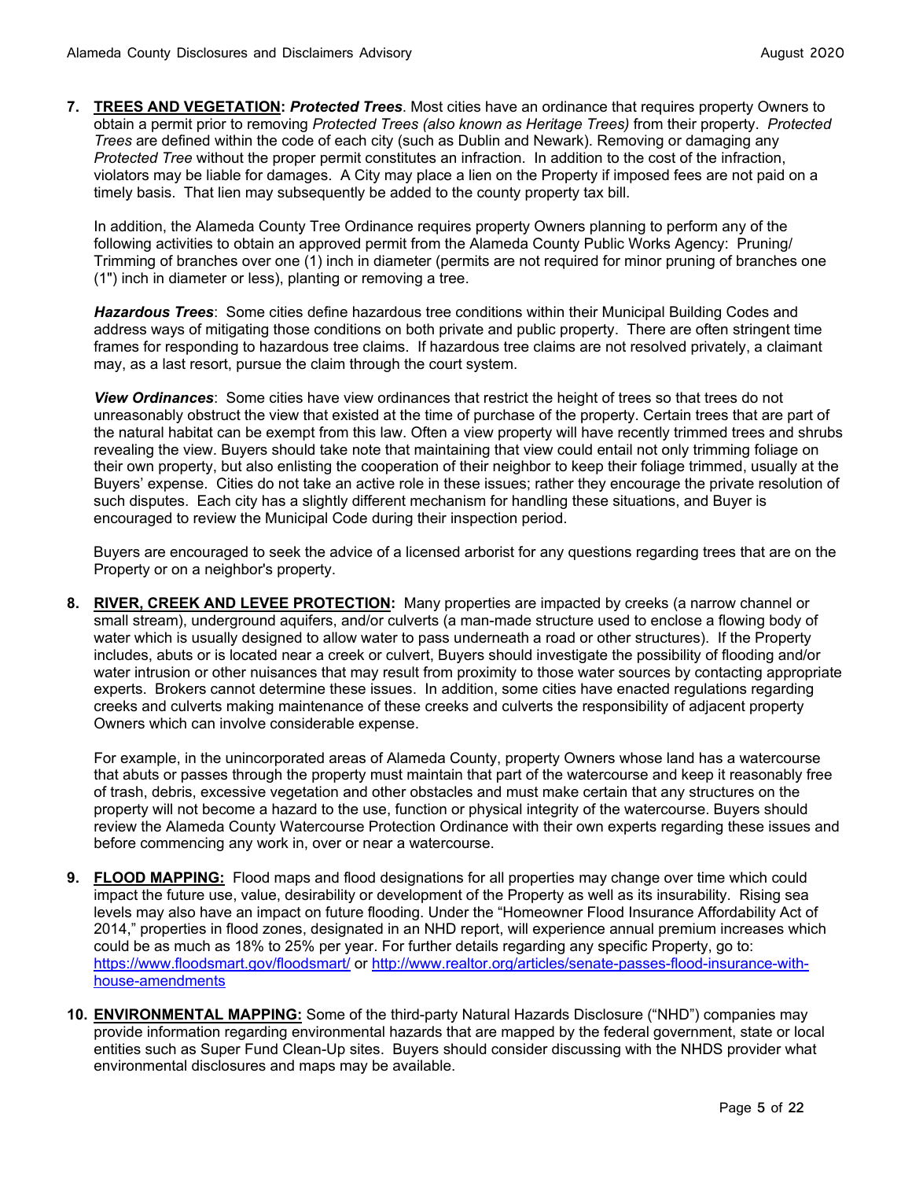7. **TREES AND VEGETATION:** ***Protected Trees***. Most cities have an ordinance that requires property Owners to obtain a permit prior to removing *Protected Trees (also known as Heritage Trees)* from their property. *Protected Trees* are defined within the code of each city (such as Dublin and Newark). Removing or damaging any *Protected Tree* without the proper permit constitutes an infraction. In addition to the cost of the infraction, violators may be liable for damages. A City may place a lien on the Property if imposed fees are not paid on a timely basis. That lien may subsequently be added to the county property tax bill.

   In addition, the Alameda County Tree Ordinance requires property Owners planning to perform any of the following activities to obtain an approved permit from the Alameda County Public Works Agency: Pruning/ Trimming of branches over one (1) inch in diameter (permits are not required for minor pruning of branches one (1") inch in diameter or less), planting or removing a tree.

   ***Hazardous Trees***: Some cities define hazardous tree conditions within their Municipal Building Codes and address ways of mitigating those conditions on both private and public property. There are often stringent time frames for responding to hazardous tree claims. If hazardous tree claims are not resolved privately, a claimant may, as a last resort, pursue the claim through the court system.

   ***View Ordinances***: Some cities have view ordinances that restrict the height of trees so that trees do not unreasonably obstruct the view that existed at the time of purchase of the property. Certain trees that are part of the natural habitat can be exempt from this law. Often a view property will have recently trimmed trees and shrubs revealing the view. Buyers should take note that maintaining that view could entail not only trimming foliage on their own property, but also enlisting the cooperation of their neighbor to keep their foliage trimmed, usually at the Buyers' expense. Cities do not take an active role in these issues; rather they encourage the private resolution of such disputes. Each city has a slightly different mechanism for handling these situations, and Buyer is encouraged to review the Municipal Code during their inspection period.

   Buyers are encouraged to seek the advice of a licensed arborist for any questions regarding trees that are on the Property or on a neighbor's property.

8. **RIVER, CREEK AND LEVEE PROTECTION:** Many properties are impacted by creeks (a narrow channel or small stream), underground aquifers, and/or culverts (a man-made structure used to enclose a flowing body of water which is usually designed to allow water to pass underneath a road or other structures). If the Property includes, abuts or is located near a creek or culvert, Buyers should investigate the possibility of flooding and/or water intrusion or other nuisances that may result from proximity to those water sources by contacting appropriate experts. Brokers cannot determine these issues. In addition, some cities have enacted regulations regarding creeks and culverts making maintenance of these creeks and culverts the responsibility of adjacent property Owners which can involve considerable expense.

   For example, in the unincorporated areas of Alameda County, property Owners whose land has a watercourse that abuts or passes through the property must maintain that part of the watercourse and keep it reasonably free of trash, debris, excessive vegetation and other obstacles and must make certain that any structures on the property will not become a hazard to the use, function or physical integrity of the watercourse. Buyers should review the Alameda County Watercourse Protection Ordinance with their own experts regarding these issues and before commencing any work in, over or near a watercourse.

9. **FLOOD MAPPING:** Flood maps and flood designations for all properties may change over time which could impact the future use, value, desirability or development of the Property as well as its insurability. Rising sea levels may also have an impact on future flooding. Under the "Homeowner Flood Insurance Affordability Act of 2014," properties in flood zones, designated in an NHD report, will experience annual premium increases which could be as much as 18% to 25% per year. For further details regarding any specific Property, go to: https://www.floodsmart.gov/floodsmart/ or http://www.realtor.org/articles/senate-passes-flood-insurance-with-house-amendments

10. **ENVIRONMENTAL MAPPING:** Some of the third-party Natural Hazards Disclosure ("NHD") companies may provide information regarding environmental hazards that are mapped by the federal government, state or local entities such as Super Fund Clean-Up sites. Buyers should consider discussing with the NHDS provider what environmental disclosures and maps may be available.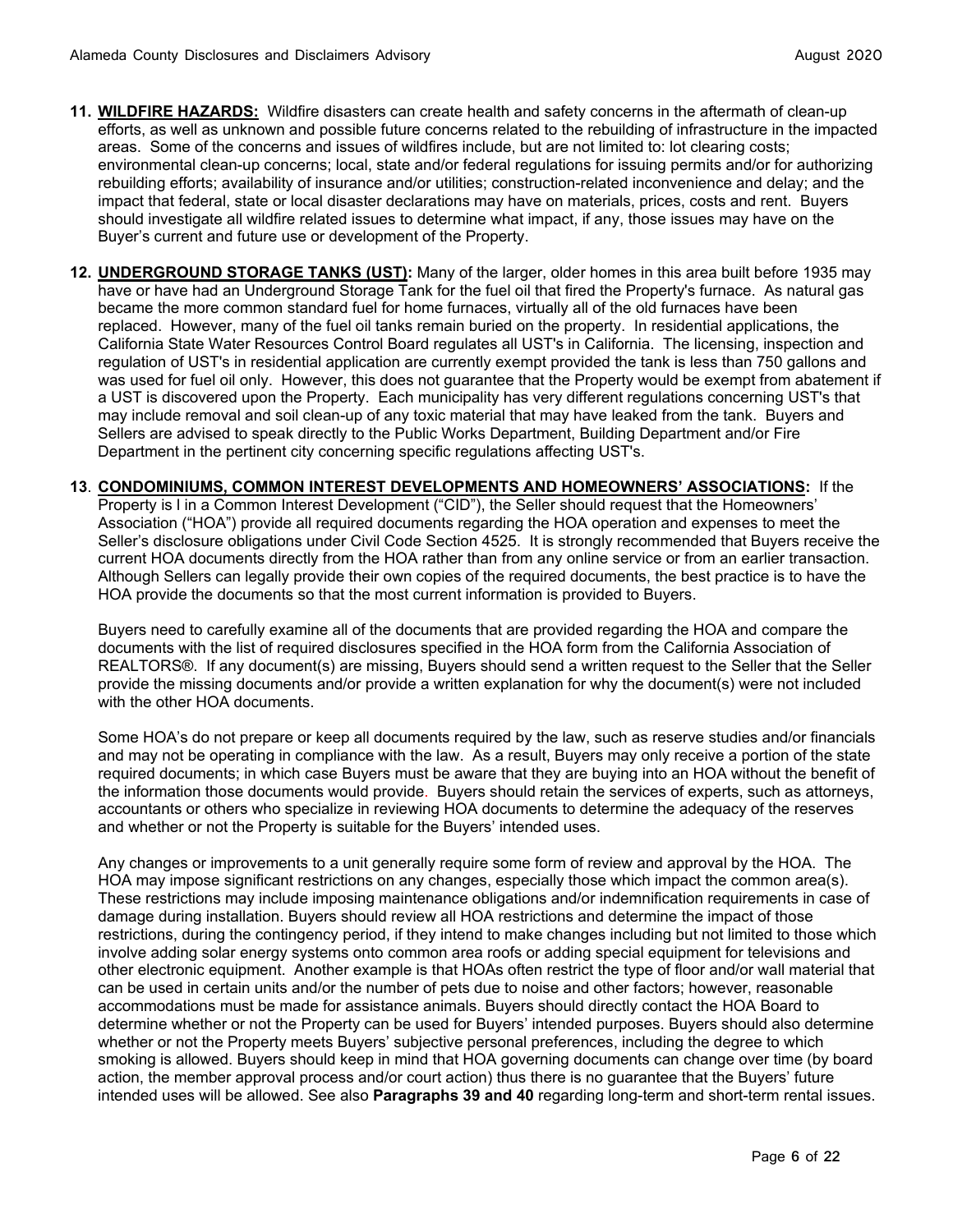11. **WILDFIRE HAZARDS:** Wildfire disasters can create health and safety concerns in the aftermath of clean-up efforts, as well as unknown and possible future concerns related to the rebuilding of infrastructure in the impacted areas. Some of the concerns and issues of wildfires include, but are not limited to: lot clearing costs; environmental clean-up concerns; local, state and/or federal regulations for issuing permits and/or for authorizing rebuilding efforts; availability of insurance and/or utilities; construction-related inconvenience and delay; and the impact that federal, state or local disaster declarations may have on materials, prices, costs and rent. Buyers should investigate all wildfire related issues to determine what impact, if any, those issues may have on the Buyer's current and future use or development of the Property.

12. **UNDERGROUND STORAGE TANKS (UST):** Many of the larger, older homes in this area built before 1935 may have or have had an Underground Storage Tank for the fuel oil that fired the Property's furnace. As natural gas became the more common standard fuel for home furnaces, virtually all of the old furnaces have been replaced. However, many of the fuel oil tanks remain buried on the property. In residential applications, the California State Water Resources Control Board regulates all UST's in California. The licensing, inspection and regulation of UST's in residential application are currently exempt provided the tank is less than 750 gallons and was used for fuel oil only. However, this does not guarantee that the Property would be exempt from abatement if a UST is discovered upon the Property. Each municipality has very different regulations concerning UST's that may include removal and soil clean-up of any toxic material that may have leaked from the tank. Buyers and Sellers are advised to speak directly to the Public Works Department, Building Department and/or Fire Department in the pertinent city concerning specific regulations affecting UST's.

13. **CONDOMINIUMS, COMMON INTEREST DEVELOPMENTS AND HOMEOWNERS' ASSOCIATIONS:** If the Property is l in a Common Interest Development ("CID"), the Seller should request that the Homeowners' Association ("HOA") provide all required documents regarding the HOA operation and expenses to meet the Seller's disclosure obligations under Civil Code Section 4525. It is strongly recommended that Buyers receive the current HOA documents directly from the HOA rather than from any online service or from an earlier transaction. Although Sellers can legally provide their own copies of the required documents, the best practice is to have the HOA provide the documents so that the most current information is provided to Buyers.

    Buyers need to carefully examine all of the documents that are provided regarding the HOA and compare the documents with the list of required disclosures specified in the HOA form from the California Association of REALTORS®. If any document(s) are missing, Buyers should send a written request to the Seller that the Seller provide the missing documents and/or provide a written explanation for why the document(s) were not included with the other HOA documents.

    Some HOA's do not prepare or keep all documents required by the law, such as reserve studies and/or financials and may not be operating in compliance with the law. As a result, Buyers may only receive a portion of the state required documents; in which case Buyers must be aware that they are buying into an HOA without the benefit of the information those documents would provide. Buyers should retain the services of experts, such as attorneys, accountants or others who specialize in reviewing HOA documents to determine the adequacy of the reserves and whether or not the Property is suitable for the Buyers' intended uses.

    Any changes or improvements to a unit generally require some form of review and approval by the HOA. The HOA may impose significant restrictions on any changes, especially those which impact the common area(s). These restrictions may include imposing maintenance obligations and/or indemnification requirements in case of damage during installation. Buyers should review all HOA restrictions and determine the impact of those restrictions, during the contingency period, if they intend to make changes including but not limited to those which involve adding solar energy systems onto common area roofs or adding special equipment for televisions and other electronic equipment. Another example is that HOAs often restrict the type of floor and/or wall material that can be used in certain units and/or the number of pets due to noise and other factors; however, reasonable accommodations must be made for assistance animals. Buyers should directly contact the HOA Board to determine whether or not the Property can be used for Buyers' intended purposes. Buyers should also determine whether or not the Property meets Buyers' subjective personal preferences, including the degree to which smoking is allowed. Buyers should keep in mind that HOA governing documents can change over time (by board action, the member approval process and/or court action) thus there is no guarantee that the Buyers' future intended uses will be allowed. See also **Paragraphs 39 and 40** regarding long-term and short-term rental issues.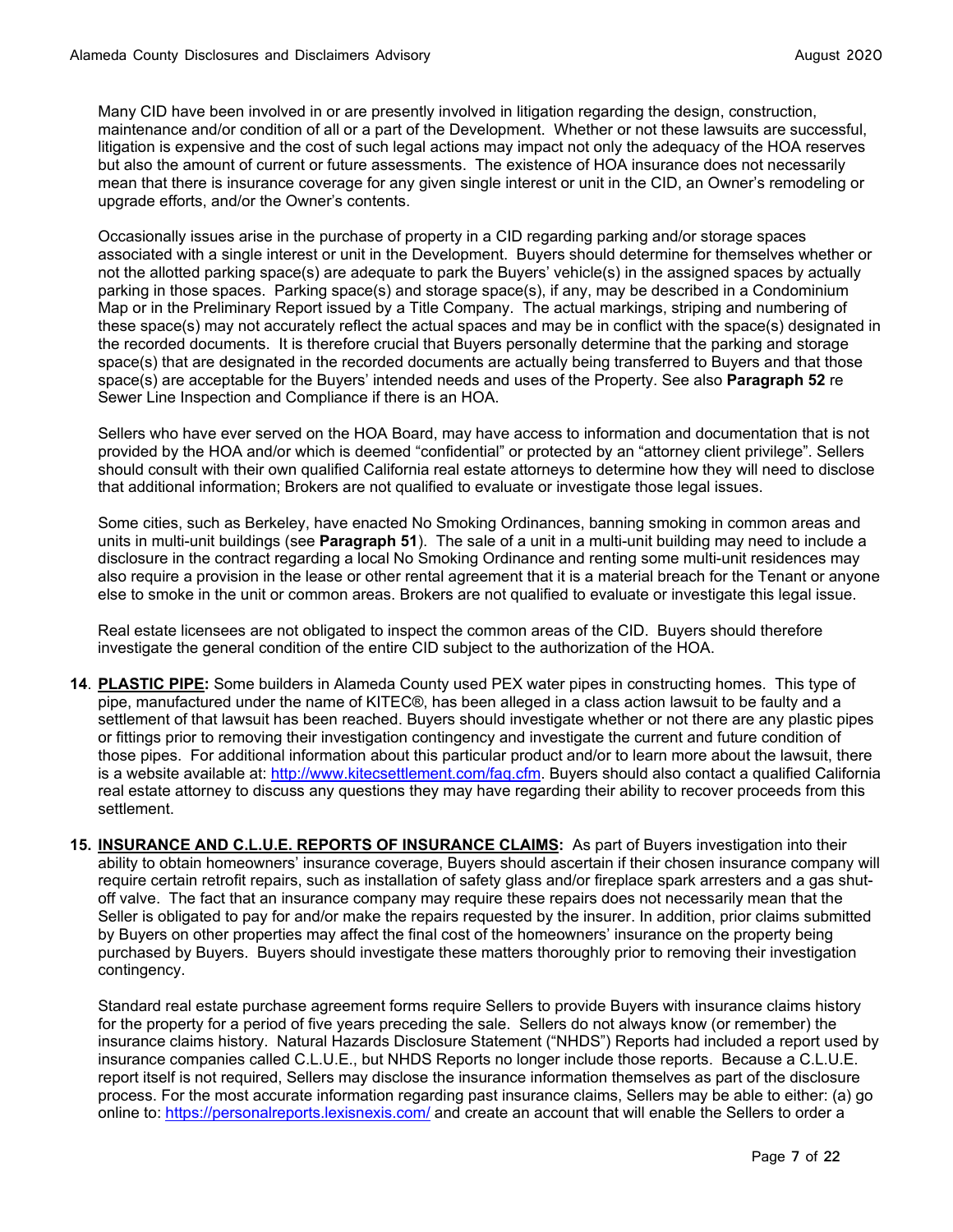Many CID have been involved in or are presently involved in litigation regarding the design, construction, maintenance and/or condition of all or a part of the Development. Whether or not these lawsuits are successful, litigation is expensive and the cost of such legal actions may impact not only the adequacy of the HOA reserves but also the amount of current or future assessments. The existence of HOA insurance does not necessarily mean that there is insurance coverage for any given single interest or unit in the CID, an Owner's remodeling or upgrade efforts, and/or the Owner's contents.

Occasionally issues arise in the purchase of property in a CID regarding parking and/or storage spaces associated with a single interest or unit in the Development. Buyers should determine for themselves whether or not the allotted parking space(s) are adequate to park the Buyers' vehicle(s) in the assigned spaces by actually parking in those spaces. Parking space(s) and storage space(s), if any, may be described in a Condominium Map or in the Preliminary Report issued by a Title Company. The actual markings, striping and numbering of these space(s) may not accurately reflect the actual spaces and may be in conflict with the space(s) designated in the recorded documents. It is therefore crucial that Buyers personally determine that the parking and storage space(s) that are designated in the recorded documents are actually being transferred to Buyers and that those space(s) are acceptable for the Buyers' intended needs and uses of the Property. See also **Paragraph 52** re Sewer Line Inspection and Compliance if there is an HOA.

Sellers who have ever served on the HOA Board, may have access to information and documentation that is not provided by the HOA and/or which is deemed "confidential" or protected by an "attorney client privilege". Sellers should consult with their own qualified California real estate attorneys to determine how they will need to disclose that additional information; Brokers are not qualified to evaluate or investigate those legal issues.

Some cities, such as Berkeley, have enacted No Smoking Ordinances, banning smoking in common areas and units in multi-unit buildings (see **Paragraph 51**). The sale of a unit in a multi-unit building may need to include a disclosure in the contract regarding a local No Smoking Ordinance and renting some multi-unit residences may also require a provision in the lease or other rental agreement that it is a material breach for the Tenant or anyone else to smoke in the unit or common areas. Brokers are not qualified to evaluate or investigate this legal issue.

Real estate licensees are not obligated to inspect the common areas of the CID. Buyers should therefore investigate the general condition of the entire CID subject to the authorization of the HOA.

**14**. **PLASTIC PIPE:** Some builders in Alameda County used PEX water pipes in constructing homes. This type of pipe, manufactured under the name of KITEC®, has been alleged in a class action lawsuit to be faulty and a settlement of that lawsuit has been reached. Buyers should investigate whether or not there are any plastic pipes or fittings prior to removing their investigation contingency and investigate the current and future condition of those pipes. For additional information about this particular product and/or to learn more about the lawsuit, there is a website available at: http://www.kitecsettlement.com/faq.cfm. Buyers should also contact a qualified California real estate attorney to discuss any questions they may have regarding their ability to recover proceeds from this settlement.

**15. INSURANCE AND C.L.U.E. REPORTS OF INSURANCE CLAIMS:** As part of Buyers investigation into their ability to obtain homeowners' insurance coverage, Buyers should ascertain if their chosen insurance company will require certain retrofit repairs, such as installation of safety glass and/or fireplace spark arresters and a gas shut-off valve. The fact that an insurance company may require these repairs does not necessarily mean that the Seller is obligated to pay for and/or make the repairs requested by the insurer. In addition, prior claims submitted by Buyers on other properties may affect the final cost of the homeowners' insurance on the property being purchased by Buyers. Buyers should investigate these matters thoroughly prior to removing their investigation contingency.

Standard real estate purchase agreement forms require Sellers to provide Buyers with insurance claims history for the property for a period of five years preceding the sale. Sellers do not always know (or remember) the insurance claims history. Natural Hazards Disclosure Statement ("NHDS") Reports had included a report used by insurance companies called C.L.U.E., but NHDS Reports no longer include those reports. Because a C.L.U.E. report itself is not required, Sellers may disclose the insurance information themselves as part of the disclosure process. For the most accurate information regarding past insurance claims, Sellers may be able to either: (a) go online to: https://personalreports.lexisnexis.com/ and create an account that will enable the Sellers to order a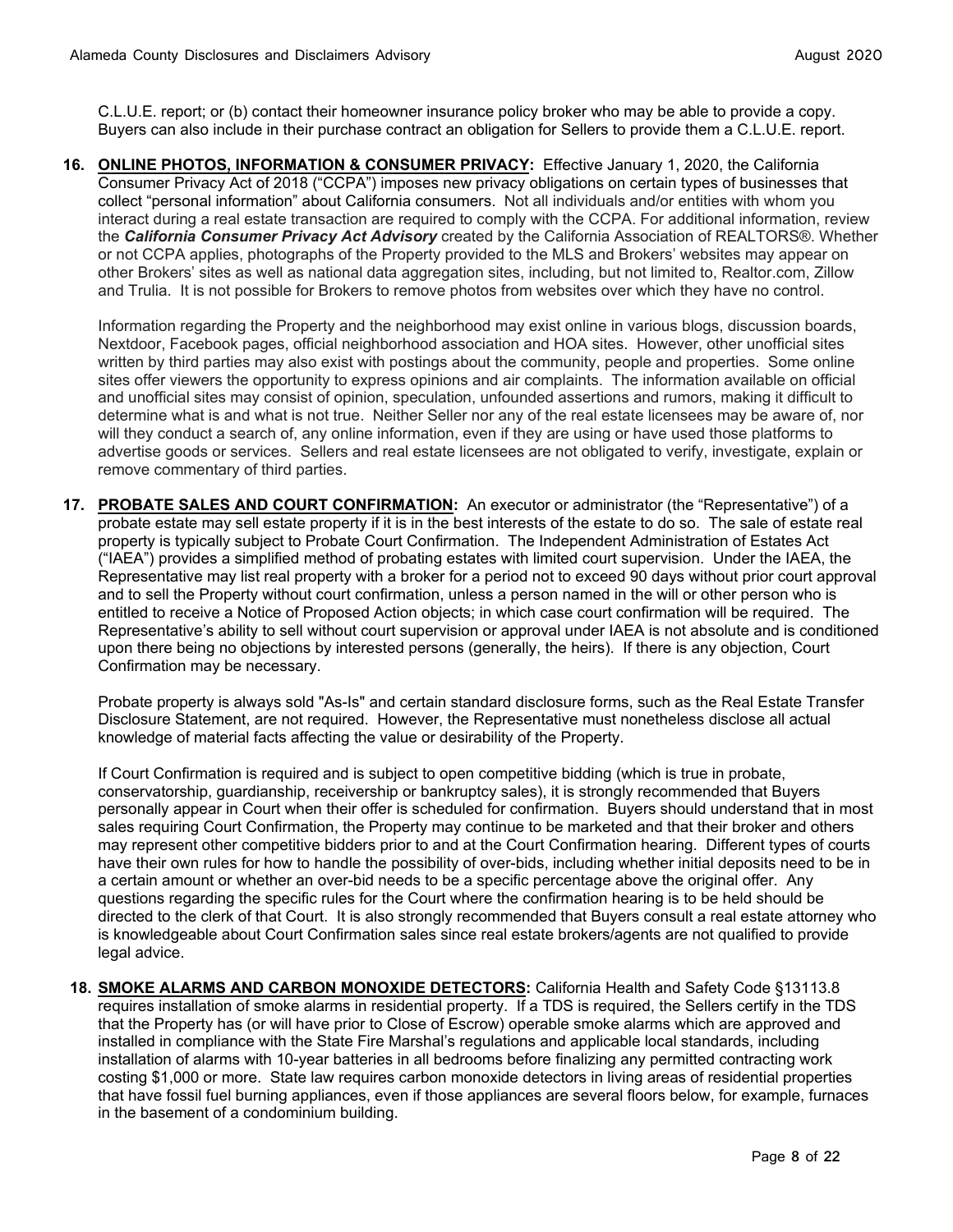C.L.U.E. report; or (b) contact their homeowner insurance policy broker who may be able to provide a copy. Buyers can also include in their purchase contract an obligation for Sellers to provide them a C.L.U.E. report.

**16. ONLINE PHOTOS, INFORMATION & CONSUMER PRIVACY:** Effective January 1, 2020, the California Consumer Privacy Act of 2018 ("CCPA") imposes new privacy obligations on certain types of businesses that collect "personal information" about California consumers. Not all individuals and/or entities with whom you interact during a real estate transaction are required to comply with the CCPA. For additional information, review the ***California Consumer Privacy Act Advisory*** created by the California Association of REALTORS®. Whether or not CCPA applies, photographs of the Property provided to the MLS and Brokers' websites may appear on other Brokers' sites as well as national data aggregation sites, including, but not limited to, Realtor.com, Zillow and Trulia. It is not possible for Brokers to remove photos from websites over which they have no control.

Information regarding the Property and the neighborhood may exist online in various blogs, discussion boards, Nextdoor, Facebook pages, official neighborhood association and HOA sites. However, other unofficial sites written by third parties may also exist with postings about the community, people and properties. Some online sites offer viewers the opportunity to express opinions and air complaints. The information available on official and unofficial sites may consist of opinion, speculation, unfounded assertions and rumors, making it difficult to determine what is and what is not true. Neither Seller nor any of the real estate licensees may be aware of, nor will they conduct a search of, any online information, even if they are using or have used those platforms to advertise goods or services. Sellers and real estate licensees are not obligated to verify, investigate, explain or remove commentary of third parties.

**17. PROBATE SALES AND COURT CONFIRMATION:** An executor or administrator (the "Representative") of a probate estate may sell estate property if it is in the best interests of the estate to do so. The sale of estate real property is typically subject to Probate Court Confirmation. The Independent Administration of Estates Act ("IAEA") provides a simplified method of probating estates with limited court supervision. Under the IAEA, the Representative may list real property with a broker for a period not to exceed 90 days without prior court approval and to sell the Property without court confirmation, unless a person named in the will or other person who is entitled to receive a Notice of Proposed Action objects; in which case court confirmation will be required. The Representative's ability to sell without court supervision or approval under IAEA is not absolute and is conditioned upon there being no objections by interested persons (generally, the heirs). If there is any objection, Court Confirmation may be necessary.

Probate property is always sold "As-Is" and certain standard disclosure forms, such as the Real Estate Transfer Disclosure Statement, are not required. However, the Representative must nonetheless disclose all actual knowledge of material facts affecting the value or desirability of the Property.

If Court Confirmation is required and is subject to open competitive bidding (which is true in probate, conservatorship, guardianship, receivership or bankruptcy sales), it is strongly recommended that Buyers personally appear in Court when their offer is scheduled for confirmation. Buyers should understand that in most sales requiring Court Confirmation, the Property may continue to be marketed and that their broker and others may represent other competitive bidders prior to and at the Court Confirmation hearing. Different types of courts have their own rules for how to handle the possibility of over-bids, including whether initial deposits need to be in a certain amount or whether an over-bid needs to be a specific percentage above the original offer. Any questions regarding the specific rules for the Court where the confirmation hearing is to be held should be directed to the clerk of that Court. It is also strongly recommended that Buyers consult a real estate attorney who is knowledgeable about Court Confirmation sales since real estate brokers/agents are not qualified to provide legal advice.

**18. SMOKE ALARMS AND CARBON MONOXIDE DETECTORS:** California Health and Safety Code §13113.8 requires installation of smoke alarms in residential property. If a TDS is required, the Sellers certify in the TDS that the Property has (or will have prior to Close of Escrow) operable smoke alarms which are approved and installed in compliance with the State Fire Marshal's regulations and applicable local standards, including installation of alarms with 10-year batteries in all bedrooms before finalizing any permitted contracting work costing $1,000 or more. State law requires carbon monoxide detectors in living areas of residential properties that have fossil fuel burning appliances, even if those appliances are several floors below, for example, furnaces in the basement of a condominium building.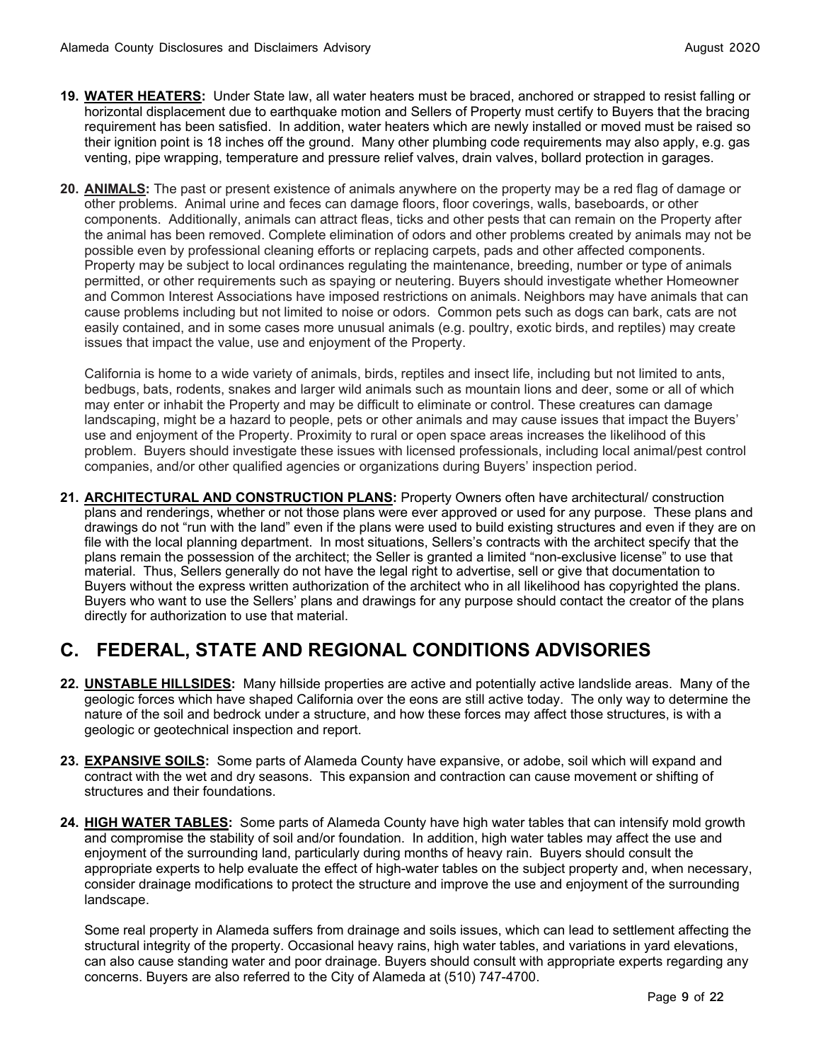19. **WATER HEATERS:** Under State law, all water heaters must be braced, anchored or strapped to resist falling or horizontal displacement due to earthquake motion and Sellers of Property must certify to Buyers that the bracing requirement has been satisfied. In addition, water heaters which are newly installed or moved must be raised so their ignition point is 18 inches off the ground. Many other plumbing code requirements may also apply, e.g. gas venting, pipe wrapping, temperature and pressure relief valves, drain valves, bollard protection in garages.

20. **ANIMALS:** The past or present existence of animals anywhere on the property may be a red flag of damage or other problems. Animal urine and feces can damage floors, floor coverings, walls, baseboards, or other components. Additionally, animals can attract fleas, ticks and other pests that can remain on the Property after the animal has been removed. Complete elimination of odors and other problems created by animals may not be possible even by professional cleaning efforts or replacing carpets, pads and other affected components. Property may be subject to local ordinances regulating the maintenance, breeding, number or type of animals permitted, or other requirements such as spaying or neutering. Buyers should investigate whether Homeowner and Common Interest Associations have imposed restrictions on animals. Neighbors may have animals that can cause problems including but not limited to noise or odors. Common pets such as dogs can bark, cats are not easily contained, and in some cases more unusual animals (e.g. poultry, exotic birds, and reptiles) may create issues that impact the value, use and enjoyment of the Property.

    California is home to a wide variety of animals, birds, reptiles and insect life, including but not limited to ants, bedbugs, bats, rodents, snakes and larger wild animals such as mountain lions and deer, some or all of which may enter or inhabit the Property and may be difficult to eliminate or control. These creatures can damage landscaping, might be a hazard to people, pets or other animals and may cause issues that impact the Buyers' use and enjoyment of the Property. Proximity to rural or open space areas increases the likelihood of this problem. Buyers should investigate these issues with licensed professionals, including local animal/pest control companies, and/or other qualified agencies or organizations during Buyers' inspection period.

21. **ARCHITECTURAL AND CONSTRUCTION PLANS:** Property Owners often have architectural/ construction plans and renderings, whether or not those plans were ever approved or used for any purpose. These plans and drawings do not "run with the land" even if the plans were used to build existing structures and even if they are on file with the local planning department. In most situations, Sellers's contracts with the architect specify that the plans remain the possession of the architect; the Seller is granted a limited "non-exclusive license" to use that material. Thus, Sellers generally do not have the legal right to advertise, sell or give that documentation to Buyers without the express written authorization of the architect who in all likelihood has copyrighted the plans. Buyers who want to use the Sellers' plans and drawings for any purpose should contact the creator of the plans directly for authorization to use that material.

## C. FEDERAL, STATE AND REGIONAL CONDITIONS ADVISORIES

22. **UNSTABLE HILLSIDES:** Many hillside properties are active and potentially active landslide areas. Many of the geologic forces which have shaped California over the eons are still active today. The only way to determine the nature of the soil and bedrock under a structure, and how these forces may affect those structures, is with a geologic or geotechnical inspection and report.

23. **EXPANSIVE SOILS:** Some parts of Alameda County have expansive, or adobe, soil which will expand and contract with the wet and dry seasons. This expansion and contraction can cause movement or shifting of structures and their foundations.

24. **HIGH WATER TABLES:** Some parts of Alameda County have high water tables that can intensify mold growth and compromise the stability of soil and/or foundation. In addition, high water tables may affect the use and enjoyment of the surrounding land, particularly during months of heavy rain. Buyers should consult the appropriate experts to help evaluate the effect of high-water tables on the subject property and, when necessary, consider drainage modifications to protect the structure and improve the use and enjoyment of the surrounding landscape.

    Some real property in Alameda suffers from drainage and soils issues, which can lead to settlement affecting the structural integrity of the property. Occasional heavy rains, high water tables, and variations in yard elevations, can also cause standing water and poor drainage. Buyers should consult with appropriate experts regarding any concerns. Buyers are also referred to the City of Alameda at (510) 747-4700.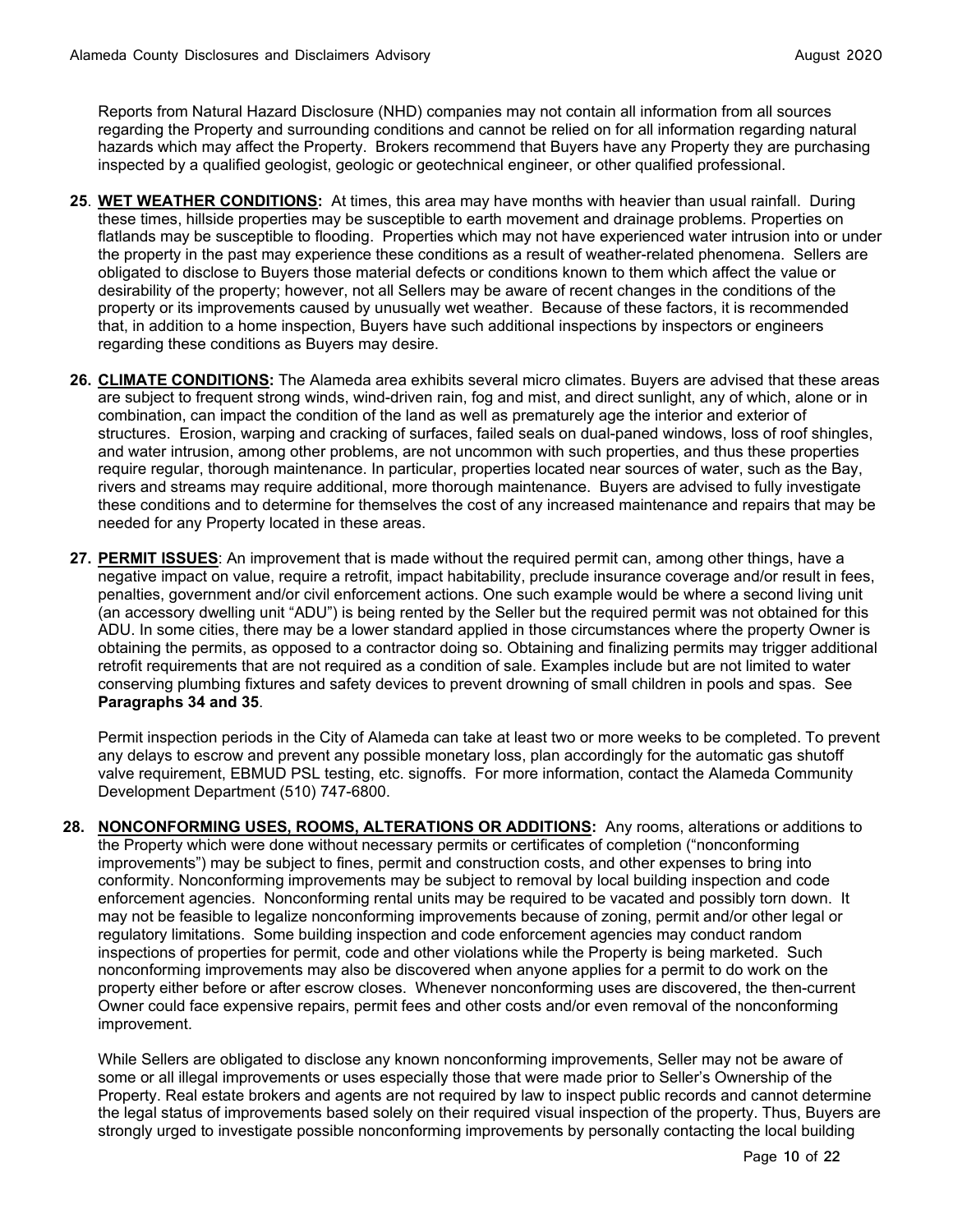Reports from Natural Hazard Disclosure (NHD) companies may not contain all information from all sources regarding the Property and surrounding conditions and cannot be relied on for all information regarding natural hazards which may affect the Property. Brokers recommend that Buyers have any Property they are purchasing inspected by a qualified geologist, geologic or geotechnical engineer, or other qualified professional.

**25**. **WET WEATHER CONDITIONS:** At times, this area may have months with heavier than usual rainfall. During these times, hillside properties may be susceptible to earth movement and drainage problems. Properties on flatlands may be susceptible to flooding. Properties which may not have experienced water intrusion into or under the property in the past may experience these conditions as a result of weather-related phenomena. Sellers are obligated to disclose to Buyers those material defects or conditions known to them which affect the value or desirability of the property; however, not all Sellers may be aware of recent changes in the conditions of the property or its improvements caused by unusually wet weather. Because of these factors, it is recommended that, in addition to a home inspection, Buyers have such additional inspections by inspectors or engineers regarding these conditions as Buyers may desire.

**26. CLIMATE CONDITIONS:** The Alameda area exhibits several micro climates. Buyers are advised that these areas are subject to frequent strong winds, wind-driven rain, fog and mist, and direct sunlight, any of which, alone or in combination, can impact the condition of the land as well as prematurely age the interior and exterior of structures. Erosion, warping and cracking of surfaces, failed seals on dual-paned windows, loss of roof shingles, and water intrusion, among other problems, are not uncommon with such properties, and thus these properties require regular, thorough maintenance. In particular, properties located near sources of water, such as the Bay, rivers and streams may require additional, more thorough maintenance. Buyers are advised to fully investigate these conditions and to determine for themselves the cost of any increased maintenance and repairs that may be needed for any Property located in these areas.

**27. PERMIT ISSUES**: An improvement that is made without the required permit can, among other things, have a negative impact on value, require a retrofit, impact habitability, preclude insurance coverage and/or result in fees, penalties, government and/or civil enforcement actions. One such example would be where a second living unit (an accessory dwelling unit "ADU") is being rented by the Seller but the required permit was not obtained for this ADU. In some cities, there may be a lower standard applied in those circumstances where the property Owner is obtaining the permits, as opposed to a contractor doing so. Obtaining and finalizing permits may trigger additional retrofit requirements that are not required as a condition of sale. Examples include but are not limited to water conserving plumbing fixtures and safety devices to prevent drowning of small children in pools and spas. See **Paragraphs 34 and 35**.

Permit inspection periods in the City of Alameda can take at least two or more weeks to be completed. To prevent any delays to escrow and prevent any possible monetary loss, plan accordingly for the automatic gas shutoff valve requirement, EBMUD PSL testing, etc. signoffs. For more information, contact the Alameda Community Development Department (510) 747-6800.

**28. NONCONFORMING USES, ROOMS, ALTERATIONS OR ADDITIONS:** Any rooms, alterations or additions to the Property which were done without necessary permits or certificates of completion ("nonconforming improvements") may be subject to fines, permit and construction costs, and other expenses to bring into conformity. Nonconforming improvements may be subject to removal by local building inspection and code enforcement agencies. Nonconforming rental units may be required to be vacated and possibly torn down. It may not be feasible to legalize nonconforming improvements because of zoning, permit and/or other legal or regulatory limitations. Some building inspection and code enforcement agencies may conduct random inspections of properties for permit, code and other violations while the Property is being marketed. Such nonconforming improvements may also be discovered when anyone applies for a permit to do work on the property either before or after escrow closes. Whenever nonconforming uses are discovered, the then-current Owner could face expensive repairs, permit fees and other costs and/or even removal of the nonconforming improvement.

While Sellers are obligated to disclose any known nonconforming improvements, Seller may not be aware of some or all illegal improvements or uses especially those that were made prior to Seller's Ownership of the Property. Real estate brokers and agents are not required by law to inspect public records and cannot determine the legal status of improvements based solely on their required visual inspection of the property. Thus, Buyers are strongly urged to investigate possible nonconforming improvements by personally contacting the local building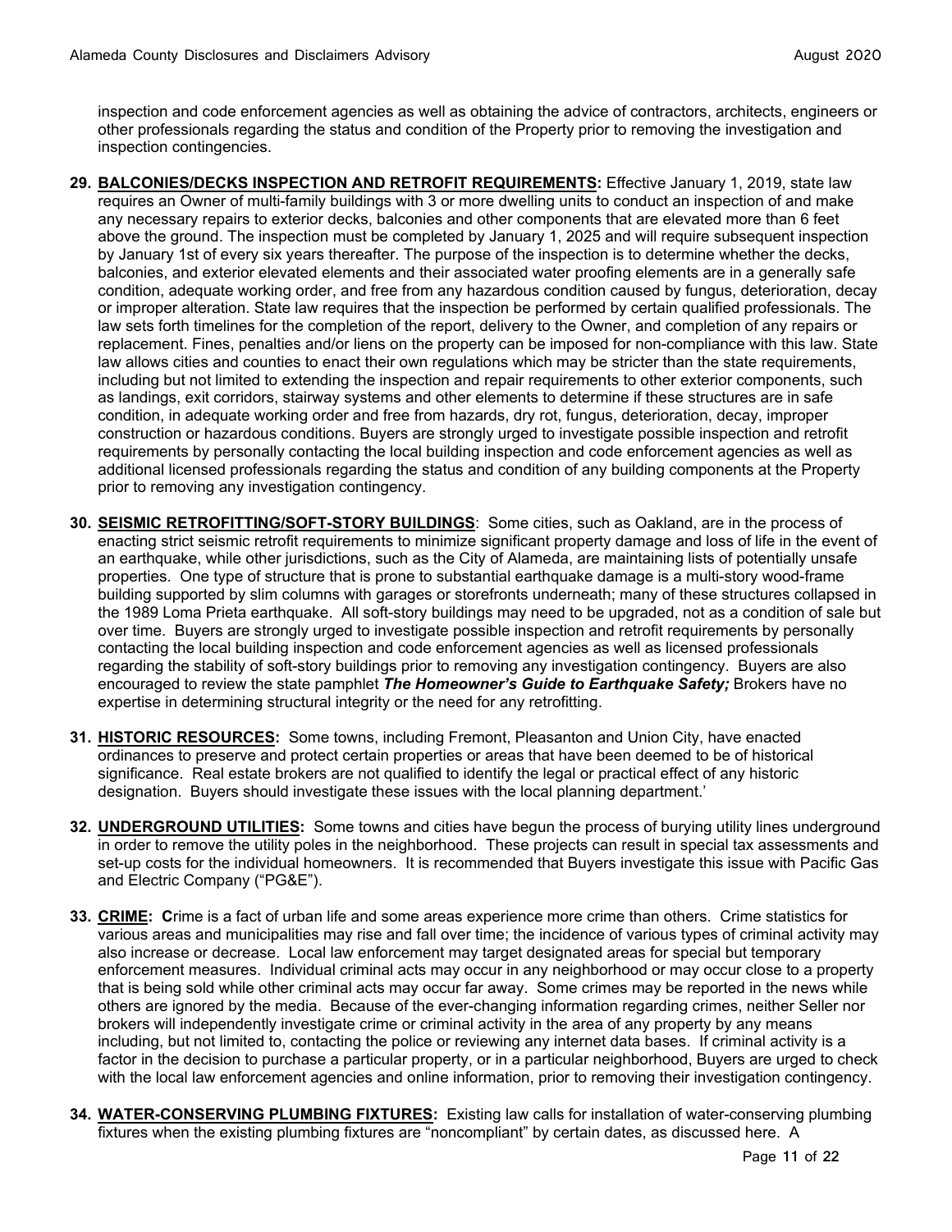inspection and code enforcement agencies as well as obtaining the advice of contractors, architects, engineers or other professionals regarding the status and condition of the Property prior to removing the investigation and inspection contingencies.

29. **BALCONIES/DECKS INSPECTION AND RETROFIT REQUIREMENTS:** Effective January 1, 2019, state law requires an Owner of multi-family buildings with 3 or more dwelling units to conduct an inspection of and make any necessary repairs to exterior decks, balconies and other components that are elevated more than 6 feet above the ground. The inspection must be completed by January 1, 2025 and will require subsequent inspection by January 1st of every six years thereafter. The purpose of the inspection is to determine whether the decks, balconies, and exterior elevated elements and their associated water proofing elements are in a generally safe condition, adequate working order, and free from any hazardous condition caused by fungus, deterioration, decay or improper alteration. State law requires that the inspection be performed by certain qualified professionals. The law sets forth timelines for the completion of the report, delivery to the Owner, and completion of any repairs or replacement. Fines, penalties and/or liens on the property can be imposed for non-compliance with this law. State law allows cities and counties to enact their own regulations which may be stricter than the state requirements, including but not limited to extending the inspection and repair requirements to other exterior components, such as landings, exit corridors, stairway systems and other elements to determine if these structures are in safe condition, in adequate working order and free from hazards, dry rot, fungus, deterioration, decay, improper construction or hazardous conditions. Buyers are strongly urged to investigate possible inspection and retrofit requirements by personally contacting the local building inspection and code enforcement agencies as well as additional licensed professionals regarding the status and condition of any building components at the Property prior to removing any investigation contingency.

30. **SEISMIC RETROFITTING/SOFT-STORY BUILDINGS**: Some cities, such as Oakland, are in the process of enacting strict seismic retrofit requirements to minimize significant property damage and loss of life in the event of an earthquake, while other jurisdictions, such as the City of Alameda, are maintaining lists of potentially unsafe properties. One type of structure that is prone to substantial earthquake damage is a multi-story wood-frame building supported by slim columns with garages or storefronts underneath; many of these structures collapsed in the 1989 Loma Prieta earthquake. All soft-story buildings may need to be upgraded, not as a condition of sale but over time. Buyers are strongly urged to investigate possible inspection and retrofit requirements by personally contacting the local building inspection and code enforcement agencies as well as licensed professionals regarding the stability of soft-story buildings prior to removing any investigation contingency. Buyers are also encouraged to review the state pamphlet ***The Homeowner's Guide to Earthquake Safety;*** Brokers have no expertise in determining structural integrity or the need for any retrofitting.

31. **HISTORIC RESOURCES:** Some towns, including Fremont, Pleasanton and Union City, have enacted ordinances to preserve and protect certain properties or areas that have been deemed to be of historical significance. Real estate brokers are not qualified to identify the legal or practical effect of any historic designation. Buyers should investigate these issues with the local planning department.'

32. **UNDERGROUND UTILITIES:** Some towns and cities have begun the process of burying utility lines underground in order to remove the utility poles in the neighborhood. These projects can result in special tax assessments and set-up costs for the individual homeowners. It is recommended that Buyers investigate this issue with Pacific Gas and Electric Company ("PG&E").

33. **CRIME: C**rime is a fact of urban life and some areas experience more crime than others. Crime statistics for various areas and municipalities may rise and fall over time; the incidence of various types of criminal activity may also increase or decrease. Local law enforcement may target designated areas for special but temporary enforcement measures. Individual criminal acts may occur in any neighborhood or may occur close to a property that is being sold while other criminal acts may occur far away. Some crimes may be reported in the news while others are ignored by the media. Because of the ever-changing information regarding crimes, neither Seller nor brokers will independently investigate crime or criminal activity in the area of any property by any means including, but not limited to, contacting the police or reviewing any internet data bases. If criminal activity is a factor in the decision to purchase a particular property, or in a particular neighborhood, Buyers are urged to check with the local law enforcement agencies and online information, prior to removing their investigation contingency.

34. **WATER-CONSERVING PLUMBING FIXTURES:** Existing law calls for installation of water-conserving plumbing fixtures when the existing plumbing fixtures are "noncompliant" by certain dates, as discussed here. A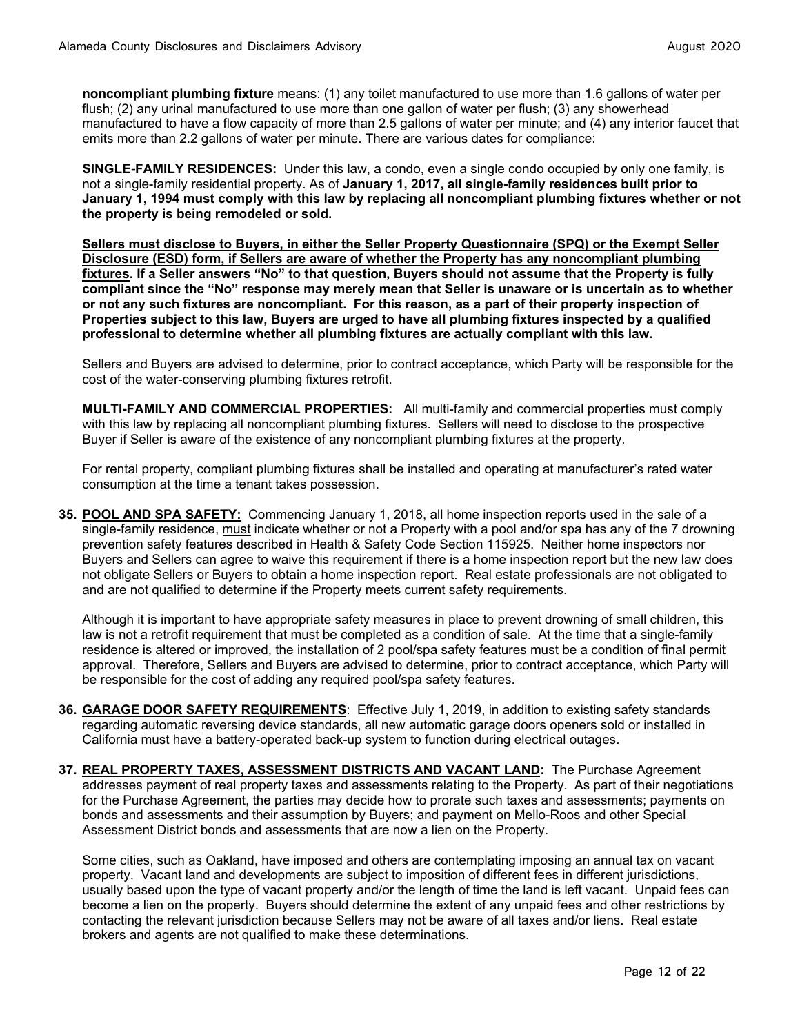**noncompliant plumbing fixture** means: (1) any toilet manufactured to use more than 1.6 gallons of water per flush; (2) any urinal manufactured to use more than one gallon of water per flush; (3) any showerhead manufactured to have a flow capacity of more than 2.5 gallons of water per minute; and (4) any interior faucet that emits more than 2.2 gallons of water per minute. There are various dates for compliance:

**SINGLE-FAMILY RESIDENCES:** Under this law, a condo, even a single condo occupied by only one family, is not a single-family residential property. As of **January 1, 2017, all single-family residences built prior to January 1, 1994 must comply with this law by replacing all noncompliant plumbing fixtures whether or not the property is being remodeled or sold.**

**Sellers must disclose to Buyers, in either the Seller Property Questionnaire (SPQ) or the Exempt Seller Disclosure (ESD) form, if Sellers are aware of whether the Property has any noncompliant plumbing fixtures. If a Seller answers "No" to that question, Buyers should not assume that the Property is fully compliant since the "No" response may merely mean that Seller is unaware or is uncertain as to whether or not any such fixtures are noncompliant. For this reason, as a part of their property inspection of Properties subject to this law, Buyers are urged to have all plumbing fixtures inspected by a qualified professional to determine whether all plumbing fixtures are actually compliant with this law.**

Sellers and Buyers are advised to determine, prior to contract acceptance, which Party will be responsible for the cost of the water-conserving plumbing fixtures retrofit.

**MULTI-FAMILY AND COMMERCIAL PROPERTIES:** All multi-family and commercial properties must comply with this law by replacing all noncompliant plumbing fixtures. Sellers will need to disclose to the prospective Buyer if Seller is aware of the existence of any noncompliant plumbing fixtures at the property.

For rental property, compliant plumbing fixtures shall be installed and operating at manufacturer's rated water consumption at the time a tenant takes possession.

**35. POOL AND SPA SAFETY:** Commencing January 1, 2018, all home inspection reports used in the sale of a single-family residence, must indicate whether or not a Property with a pool and/or spa has any of the 7 drowning prevention safety features described in Health & Safety Code Section 115925. Neither home inspectors nor Buyers and Sellers can agree to waive this requirement if there is a home inspection report but the new law does not obligate Sellers or Buyers to obtain a home inspection report. Real estate professionals are not obligated to and are not qualified to determine if the Property meets current safety requirements.

Although it is important to have appropriate safety measures in place to prevent drowning of small children, this law is not a retrofit requirement that must be completed as a condition of sale. At the time that a single-family residence is altered or improved, the installation of 2 pool/spa safety features must be a condition of final permit approval. Therefore, Sellers and Buyers are advised to determine, prior to contract acceptance, which Party will be responsible for the cost of adding any required pool/spa safety features.

**36. GARAGE DOOR SAFETY REQUIREMENTS**: Effective July 1, 2019, in addition to existing safety standards regarding automatic reversing device standards, all new automatic garage doors openers sold or installed in California must have a battery-operated back-up system to function during electrical outages.

**37. REAL PROPERTY TAXES, ASSESSMENT DISTRICTS AND VACANT LAND:** The Purchase Agreement addresses payment of real property taxes and assessments relating to the Property. As part of their negotiations for the Purchase Agreement, the parties may decide how to prorate such taxes and assessments; payments on bonds and assessments and their assumption by Buyers; and payment on Mello-Roos and other Special Assessment District bonds and assessments that are now a lien on the Property.

Some cities, such as Oakland, have imposed and others are contemplating imposing an annual tax on vacant property. Vacant land and developments are subject to imposition of different fees in different jurisdictions, usually based upon the type of vacant property and/or the length of time the land is left vacant. Unpaid fees can become a lien on the property. Buyers should determine the extent of any unpaid fees and other restrictions by contacting the relevant jurisdiction because Sellers may not be aware of all taxes and/or liens. Real estate brokers and agents are not qualified to make these determinations.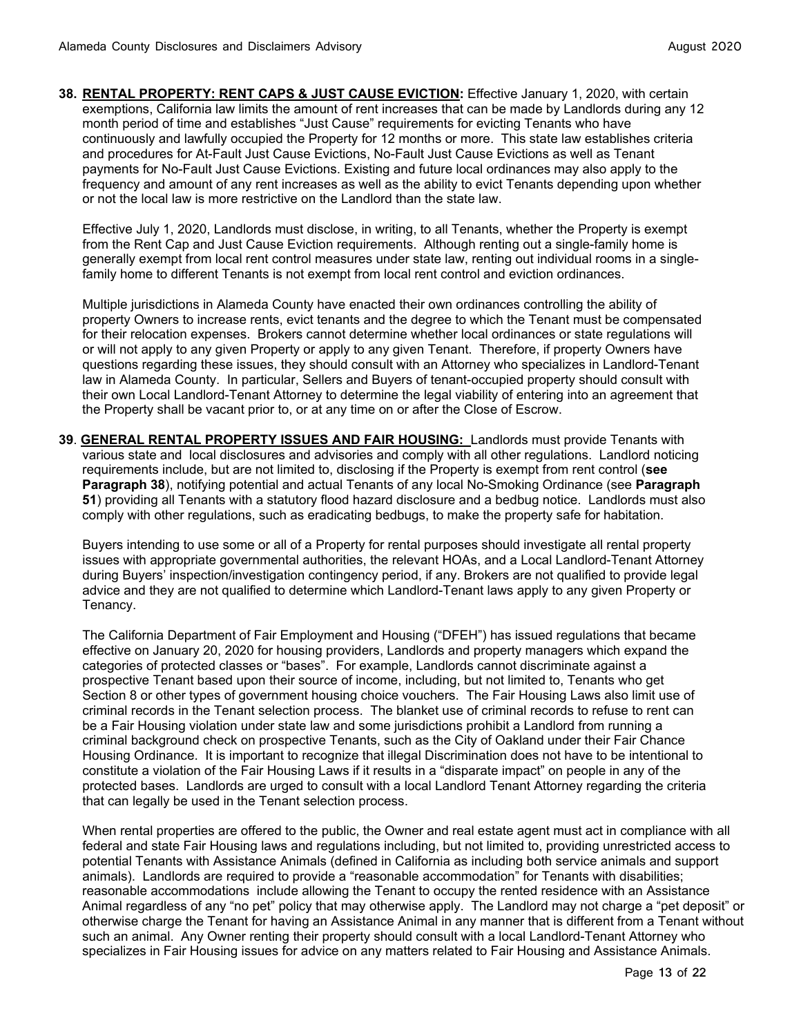**38. RENTAL PROPERTY: RENT CAPS & JUST CAUSE EVICTION:** Effective January 1, 2020, with certain exemptions, California law limits the amount of rent increases that can be made by Landlords during any 12 month period of time and establishes "Just Cause" requirements for evicting Tenants who have continuously and lawfully occupied the Property for 12 months or more. This state law establishes criteria and procedures for At-Fault Just Cause Evictions, No-Fault Just Cause Evictions as well as Tenant payments for No-Fault Just Cause Evictions. Existing and future local ordinances may also apply to the frequency and amount of any rent increases as well as the ability to evict Tenants depending upon whether or not the local law is more restrictive on the Landlord than the state law.

Effective July 1, 2020, Landlords must disclose, in writing, to all Tenants, whether the Property is exempt from the Rent Cap and Just Cause Eviction requirements. Although renting out a single-family home is generally exempt from local rent control measures under state law, renting out individual rooms in a single-family home to different Tenants is not exempt from local rent control and eviction ordinances.

Multiple jurisdictions in Alameda County have enacted their own ordinances controlling the ability of property Owners to increase rents, evict tenants and the degree to which the Tenant must be compensated for their relocation expenses. Brokers cannot determine whether local ordinances or state regulations will or will not apply to any given Property or apply to any given Tenant. Therefore, if property Owners have questions regarding these issues, they should consult with an Attorney who specializes in Landlord-Tenant law in Alameda County. In particular, Sellers and Buyers of tenant-occupied property should consult with their own Local Landlord-Tenant Attorney to determine the legal viability of entering into an agreement that the Property shall be vacant prior to, or at any time on or after the Close of Escrow.

**39. GENERAL RENTAL PROPERTY ISSUES AND FAIR HOUSING:** Landlords must provide Tenants with various state and local disclosures and advisories and comply with all other regulations. Landlord noticing requirements include, but are not limited to, disclosing if the Property is exempt from rent control (**see Paragraph 38**), notifying potential and actual Tenants of any local No-Smoking Ordinance (see **Paragraph 51**) providing all Tenants with a statutory flood hazard disclosure and a bedbug notice. Landlords must also comply with other regulations, such as eradicating bedbugs, to make the property safe for habitation.

Buyers intending to use some or all of a Property for rental purposes should investigate all rental property issues with appropriate governmental authorities, the relevant HOAs, and a Local Landlord-Tenant Attorney during Buyers' inspection/investigation contingency period, if any. Brokers are not qualified to provide legal advice and they are not qualified to determine which Landlord-Tenant laws apply to any given Property or Tenancy.

The California Department of Fair Employment and Housing ("DFEH") has issued regulations that became effective on January 20, 2020 for housing providers, Landlords and property managers which expand the categories of protected classes or "bases". For example, Landlords cannot discriminate against a prospective Tenant based upon their source of income, including, but not limited to, Tenants who get Section 8 or other types of government housing choice vouchers. The Fair Housing Laws also limit use of criminal records in the Tenant selection process. The blanket use of criminal records to refuse to rent can be a Fair Housing violation under state law and some jurisdictions prohibit a Landlord from running a criminal background check on prospective Tenants, such as the City of Oakland under their Fair Chance Housing Ordinance. It is important to recognize that illegal Discrimination does not have to be intentional to constitute a violation of the Fair Housing Laws if it results in a "disparate impact" on people in any of the protected bases. Landlords are urged to consult with a local Landlord Tenant Attorney regarding the criteria that can legally be used in the Tenant selection process.

When rental properties are offered to the public, the Owner and real estate agent must act in compliance with all federal and state Fair Housing laws and regulations including, but not limited to, providing unrestricted access to potential Tenants with Assistance Animals (defined in California as including both service animals and support animals). Landlords are required to provide a "reasonable accommodation" for Tenants with disabilities; reasonable accommodations include allowing the Tenant to occupy the rented residence with an Assistance Animal regardless of any "no pet" policy that may otherwise apply. The Landlord may not charge a "pet deposit" or otherwise charge the Tenant for having an Assistance Animal in any manner that is different from a Tenant without such an animal. Any Owner renting their property should consult with a local Landlord-Tenant Attorney who specializes in Fair Housing issues for advice on any matters related to Fair Housing and Assistance Animals.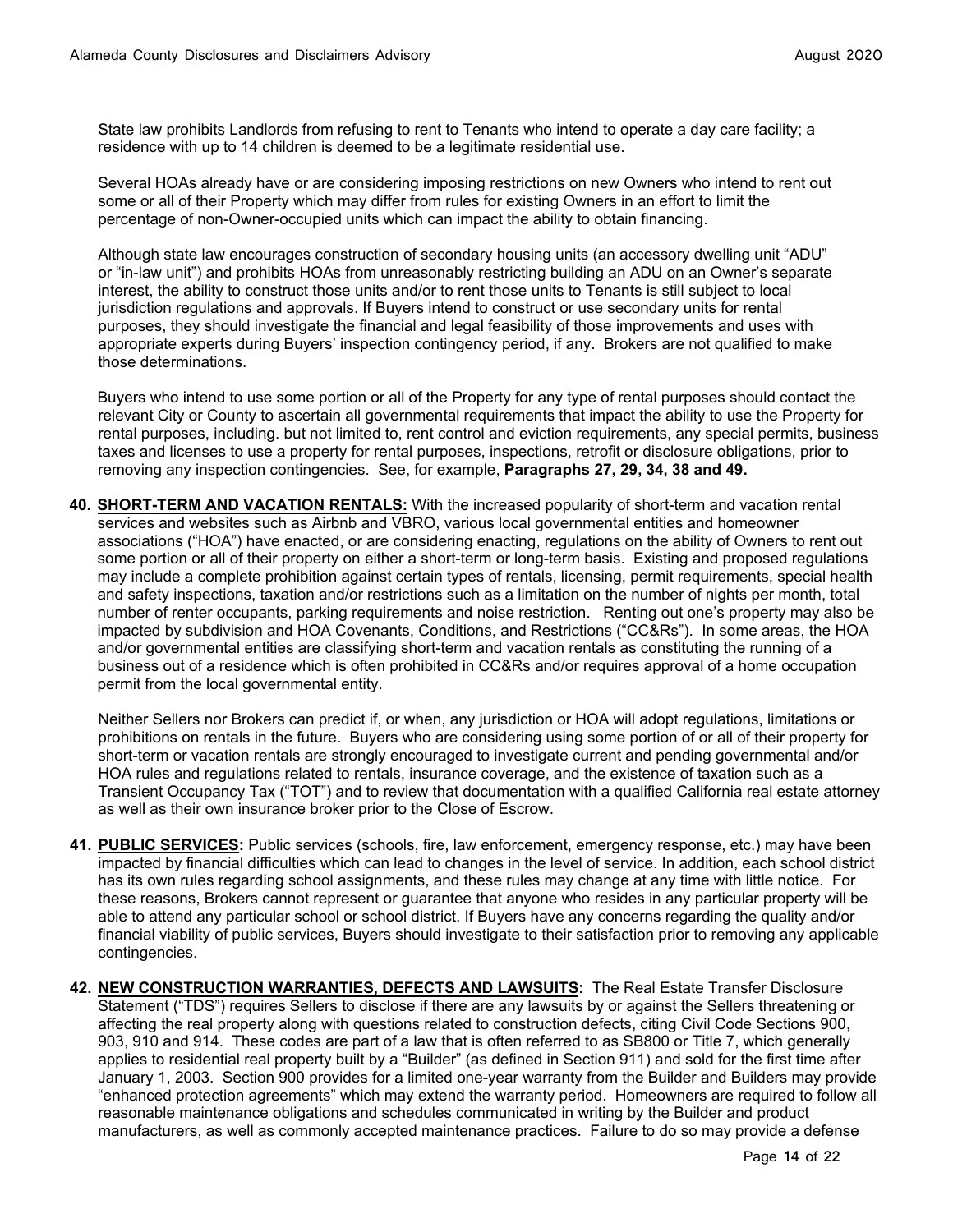State law prohibits Landlords from refusing to rent to Tenants who intend to operate a day care facility; a residence with up to 14 children is deemed to be a legitimate residential use.

Several HOAs already have or are considering imposing restrictions on new Owners who intend to rent out some or all of their Property which may differ from rules for existing Owners in an effort to limit the percentage of non-Owner-occupied units which can impact the ability to obtain financing.

Although state law encourages construction of secondary housing units (an accessory dwelling unit "ADU" or "in-law unit") and prohibits HOAs from unreasonably restricting building an ADU on an Owner's separate interest, the ability to construct those units and/or to rent those units to Tenants is still subject to local jurisdiction regulations and approvals. If Buyers intend to construct or use secondary units for rental purposes, they should investigate the financial and legal feasibility of those improvements and uses with appropriate experts during Buyers' inspection contingency period, if any. Brokers are not qualified to make those determinations.

Buyers who intend to use some portion or all of the Property for any type of rental purposes should contact the relevant City or County to ascertain all governmental requirements that impact the ability to use the Property for rental purposes, including. but not limited to, rent control and eviction requirements, any special permits, business taxes and licenses to use a property for rental purposes, inspections, retrofit or disclosure obligations, prior to removing any inspection contingencies. See, for example, **Paragraphs 27, 29, 34, 38 and 49.**

**40. SHORT-TERM AND VACATION RENTALS:** With the increased popularity of short-term and vacation rental services and websites such as Airbnb and VBRO, various local governmental entities and homeowner associations ("HOA") have enacted, or are considering enacting, regulations on the ability of Owners to rent out some portion or all of their property on either a short-term or long-term basis. Existing and proposed regulations may include a complete prohibition against certain types of rentals, licensing, permit requirements, special health and safety inspections, taxation and/or restrictions such as a limitation on the number of nights per month, total number of renter occupants, parking requirements and noise restriction. Renting out one's property may also be impacted by subdivision and HOA Covenants, Conditions, and Restrictions ("CC&Rs"). In some areas, the HOA and/or governmental entities are classifying short-term and vacation rentals as constituting the running of a business out of a residence which is often prohibited in CC&Rs and/or requires approval of a home occupation permit from the local governmental entity.

Neither Sellers nor Brokers can predict if, or when, any jurisdiction or HOA will adopt regulations, limitations or prohibitions on rentals in the future. Buyers who are considering using some portion of or all of their property for short-term or vacation rentals are strongly encouraged to investigate current and pending governmental and/or HOA rules and regulations related to rentals, insurance coverage, and the existence of taxation such as a Transient Occupancy Tax ("TOT") and to review that documentation with a qualified California real estate attorney as well as their own insurance broker prior to the Close of Escrow.

**41. PUBLIC SERVICES:** Public services (schools, fire, law enforcement, emergency response, etc.) may have been impacted by financial difficulties which can lead to changes in the level of service. In addition, each school district has its own rules regarding school assignments, and these rules may change at any time with little notice. For these reasons, Brokers cannot represent or guarantee that anyone who resides in any particular property will be able to attend any particular school or school district. If Buyers have any concerns regarding the quality and/or financial viability of public services, Buyers should investigate to their satisfaction prior to removing any applicable contingencies.

**42. NEW CONSTRUCTION WARRANTIES, DEFECTS AND LAWSUITS:** The Real Estate Transfer Disclosure Statement ("TDS") requires Sellers to disclose if there are any lawsuits by or against the Sellers threatening or affecting the real property along with questions related to construction defects, citing Civil Code Sections 900, 903, 910 and 914. These codes are part of a law that is often referred to as SB800 or Title 7, which generally applies to residential real property built by a "Builder" (as defined in Section 911) and sold for the first time after January 1, 2003. Section 900 provides for a limited one-year warranty from the Builder and Builders may provide "enhanced protection agreements" which may extend the warranty period. Homeowners are required to follow all reasonable maintenance obligations and schedules communicated in writing by the Builder and product manufacturers, as well as commonly accepted maintenance practices. Failure to do so may provide a defense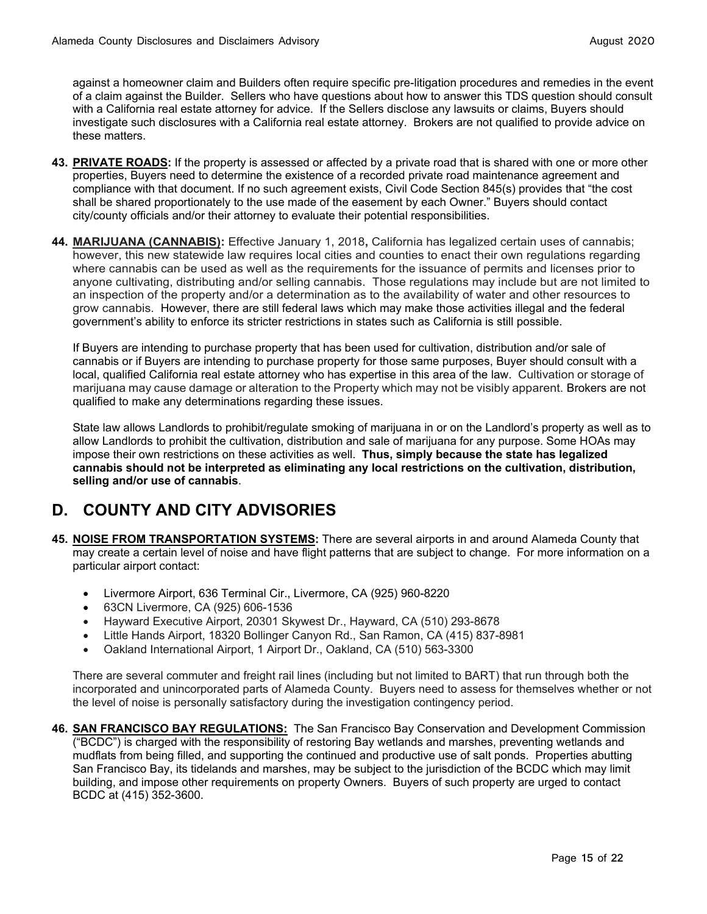against a homeowner claim and Builders often require specific pre-litigation procedures and remedies in the event of a claim against the Builder. Sellers who have questions about how to answer this TDS question should consult with a California real estate attorney for advice. If the Sellers disclose any lawsuits or claims, Buyers should investigate such disclosures with a California real estate attorney. Brokers are not qualified to provide advice on these matters.

**43. PRIVATE ROADS:** If the property is assessed or affected by a private road that is shared with one or more other properties, Buyers need to determine the existence of a recorded private road maintenance agreement and compliance with that document. If no such agreement exists, Civil Code Section 845(s) provides that "the cost shall be shared proportionately to the use made of the easement by each Owner." Buyers should contact city/county officials and/or their attorney to evaluate their potential responsibilities.

**44. MARIJUANA (CANNABIS):** Effective January 1, 2018**,** California has legalized certain uses of cannabis; however, this new statewide law requires local cities and counties to enact their own regulations regarding where cannabis can be used as well as the requirements for the issuance of permits and licenses prior to anyone cultivating, distributing and/or selling cannabis. Those regulations may include but are not limited to an inspection of the property and/or a determination as to the availability of water and other resources to grow cannabis. However, there are still federal laws which may make those activities illegal and the federal government's ability to enforce its stricter restrictions in states such as California is still possible.

If Buyers are intending to purchase property that has been used for cultivation, distribution and/or sale of cannabis or if Buyers are intending to purchase property for those same purposes, Buyer should consult with a local, qualified California real estate attorney who has expertise in this area of the law. Cultivation or storage of marijuana may cause damage or alteration to the Property which may not be visibly apparent. Brokers are not qualified to make any determinations regarding these issues.

State law allows Landlords to prohibit/regulate smoking of marijuana in or on the Landlord's property as well as to allow Landlords to prohibit the cultivation, distribution and sale of marijuana for any purpose. Some HOAs may impose their own restrictions on these activities as well. **Thus, simply because the state has legalized cannabis should not be interpreted as eliminating any local restrictions on the cultivation, distribution, selling and/or use of cannabis**.

## D. COUNTY AND CITY ADVISORIES

**45. NOISE FROM TRANSPORTATION SYSTEMS:** There are several airports in and around Alameda County that may create a certain level of noise and have flight patterns that are subject to change. For more information on a particular airport contact:

- Livermore Airport, 636 Terminal Cir., Livermore, CA (925) 960-8220
- 63CN Livermore, CA (925) 606-1536
- Hayward Executive Airport, 20301 Skywest Dr., Hayward, CA (510) 293-8678
- Little Hands Airport, 18320 Bollinger Canyon Rd., San Ramon, CA (415) 837-8981
- Oakland International Airport, 1 Airport Dr., Oakland, CA (510) 563-3300

There are several commuter and freight rail lines (including but not limited to BART) that run through both the incorporated and unincorporated parts of Alameda County. Buyers need to assess for themselves whether or not the level of noise is personally satisfactory during the investigation contingency period.

**46. SAN FRANCISCO BAY REGULATIONS:** The San Francisco Bay Conservation and Development Commission ("BCDC") is charged with the responsibility of restoring Bay wetlands and marshes, preventing wetlands and mudflats from being filled, and supporting the continued and productive use of salt ponds. Properties abutting San Francisco Bay, its tidelands and marshes, may be subject to the jurisdiction of the BCDC which may limit building, and impose other requirements on property Owners. Buyers of such property are urged to contact BCDC at (415) 352-3600.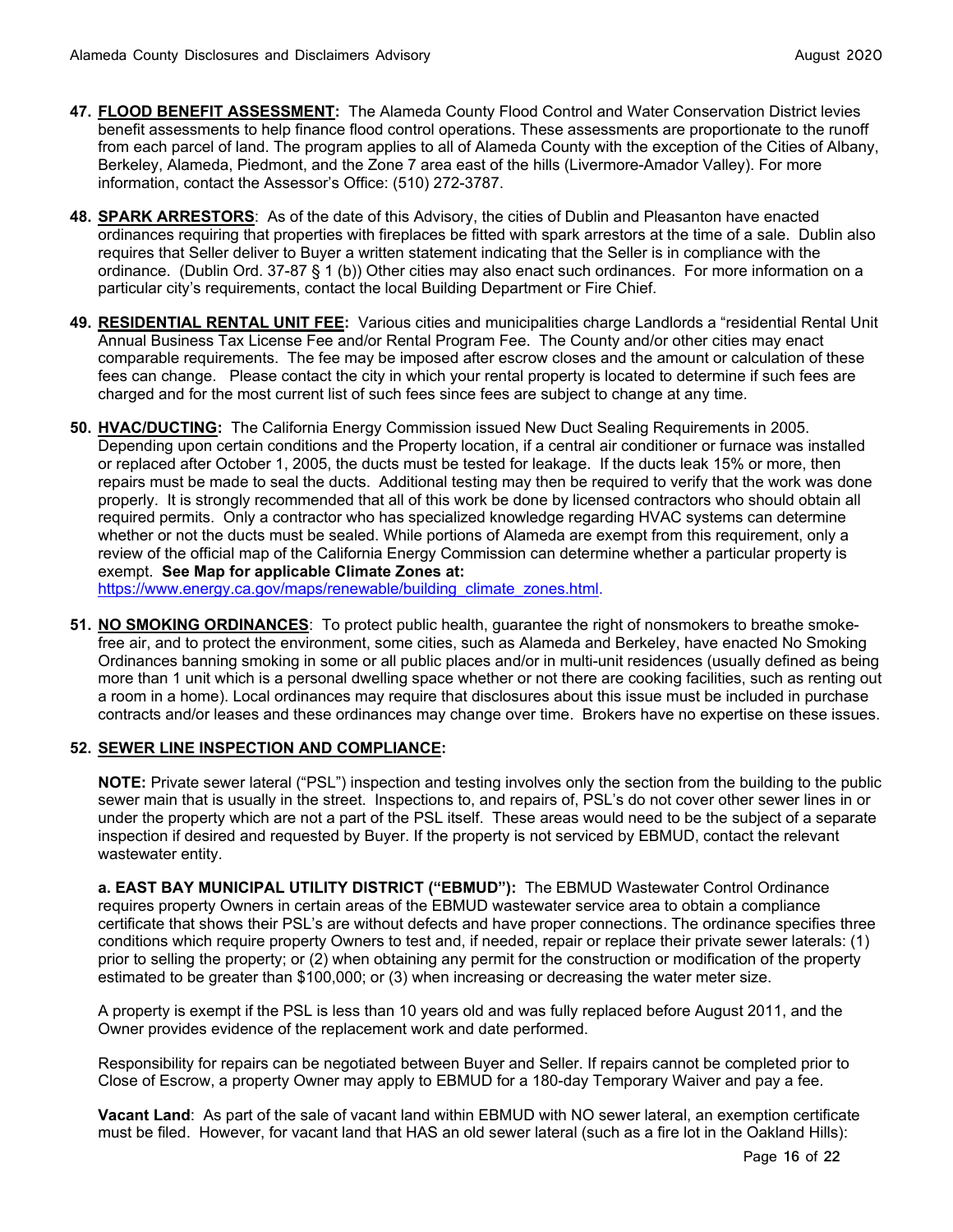47. **FLOOD BENEFIT ASSESSMENT:** The Alameda County Flood Control and Water Conservation District levies benefit assessments to help finance flood control operations. These assessments are proportionate to the runoff from each parcel of land. The program applies to all of Alameda County with the exception of the Cities of Albany, Berkeley, Alameda, Piedmont, and the Zone 7 area east of the hills (Livermore-Amador Valley). For more information, contact the Assessor's Office: (510) 272-3787.

48. **SPARK ARRESTORS**: As of the date of this Advisory, the cities of Dublin and Pleasanton have enacted ordinances requiring that properties with fireplaces be fitted with spark arrestors at the time of a sale. Dublin also requires that Seller deliver to Buyer a written statement indicating that the Seller is in compliance with the ordinance. (Dublin Ord. 37-87 § 1 (b)) Other cities may also enact such ordinances. For more information on a particular city's requirements, contact the local Building Department or Fire Chief.

49. **RESIDENTIAL RENTAL UNIT FEE:** Various cities and municipalities charge Landlords a "residential Rental Unit Annual Business Tax License Fee and/or Rental Program Fee. The County and/or other cities may enact comparable requirements. The fee may be imposed after escrow closes and the amount or calculation of these fees can change. Please contact the city in which your rental property is located to determine if such fees are charged and for the most current list of such fees since fees are subject to change at any time.

50. **HVAC/DUCTING:** The California Energy Commission issued New Duct Sealing Requirements in 2005. Depending upon certain conditions and the Property location, if a central air conditioner or furnace was installed or replaced after October 1, 2005, the ducts must be tested for leakage. If the ducts leak 15% or more, then repairs must be made to seal the ducts. Additional testing may then be required to verify that the work was done properly. It is strongly recommended that all of this work be done by licensed contractors who should obtain all required permits. Only a contractor who has specialized knowledge regarding HVAC systems can determine whether or not the ducts must be sealed. While portions of Alameda are exempt from this requirement, only a review of the official map of the California Energy Commission can determine whether a particular property is exempt. **See Map for applicable Climate Zones at:** https://www.energy.ca.gov/maps/renewable/building_climate_zones.html.

51. **NO SMOKING ORDINANCES**: To protect public health, guarantee the right of nonsmokers to breathe smoke-free air, and to protect the environment, some cities, such as Alameda and Berkeley, have enacted No Smoking Ordinances banning smoking in some or all public places and/or in multi-unit residences (usually defined as being more than 1 unit which is a personal dwelling space whether or not there are cooking facilities, such as renting out a room in a home). Local ordinances may require that disclosures about this issue must be included in purchase contracts and/or leases and these ordinances may change over time. Brokers have no expertise on these issues.

52. **SEWER LINE INSPECTION AND COMPLIANCE:**

**NOTE:** Private sewer lateral ("PSL") inspection and testing involves only the section from the building to the public sewer main that is usually in the street. Inspections to, and repairs of, PSL's do not cover other sewer lines in or under the property which are not a part of the PSL itself. These areas would need to be the subject of a separate inspection if desired and requested by Buyer. If the property is not serviced by EBMUD, contact the relevant wastewater entity.

**a. EAST BAY MUNICIPAL UTILITY DISTRICT ("EBMUD"):** The EBMUD Wastewater Control Ordinance requires property Owners in certain areas of the EBMUD wastewater service area to obtain a compliance certificate that shows their PSL's are without defects and have proper connections. The ordinance specifies three conditions which require property Owners to test and, if needed, repair or replace their private sewer laterals: (1) prior to selling the property; or (2) when obtaining any permit for the construction or modification of the property estimated to be greater than $100,000; or (3) when increasing or decreasing the water meter size.

A property is exempt if the PSL is less than 10 years old and was fully replaced before August 2011, and the Owner provides evidence of the replacement work and date performed.

Responsibility for repairs can be negotiated between Buyer and Seller. If repairs cannot be completed prior to Close of Escrow, a property Owner may apply to EBMUD for a 180-day Temporary Waiver and pay a fee.

**Vacant Land**: As part of the sale of vacant land within EBMUD with NO sewer lateral, an exemption certificate must be filed. However, for vacant land that HAS an old sewer lateral (such as a fire lot in the Oakland Hills):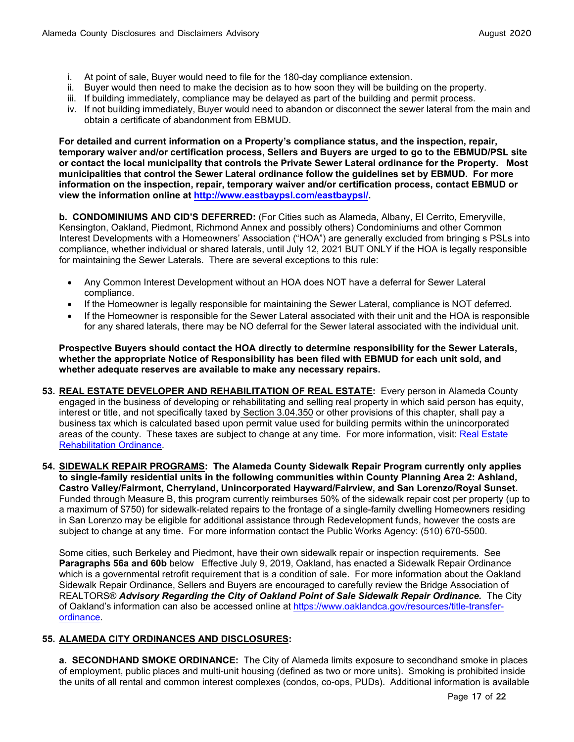i. At point of sale, Buyer would need to file for the 180-day compliance extension.
ii. Buyer would then need to make the decision as to how soon they will be building on the property.
iii. If building immediately, compliance may be delayed as part of the building and permit process.
iv. If not building immediately, Buyer would need to abandon or disconnect the sewer lateral from the main and obtain a certificate of abandonment from EBMUD.

**For detailed and current information on a Property's compliance status, and the inspection, repair, temporary waiver and/or certification process, Sellers and Buyers are urged to go to the EBMUD/PSL site or contact the local municipality that controls the Private Sewer Lateral ordinance for the Property. Most municipalities that control the Sewer Lateral ordinance follow the guidelines set by EBMUD. For more information on the inspection, repair, temporary waiver and/or certification process, contact EBMUD or view the information online at http://www.eastbaypsl.com/eastbaypsl/.**

**b. CONDOMINIUMS AND CID'S DEFERRED:** (For Cities such as Alameda, Albany, El Cerrito, Emeryville, Kensington, Oakland, Piedmont, Richmond Annex and possibly others) Condominiums and other Common Interest Developments with a Homeowners' Association ("HOA") are generally excluded from bringing s PSLs into compliance, whether individual or shared laterals, until July 12, 2021 BUT ONLY if the HOA is legally responsible for maintaining the Sewer Laterals. There are several exceptions to this rule:

- Any Common Interest Development without an HOA does NOT have a deferral for Sewer Lateral compliance.
- If the Homeowner is legally responsible for maintaining the Sewer Lateral, compliance is NOT deferred.
- If the Homeowner is responsible for the Sewer Lateral associated with their unit and the HOA is responsible for any shared laterals, there may be NO deferral for the Sewer lateral associated with the individual unit.

**Prospective Buyers should contact the HOA directly to determine responsibility for the Sewer Laterals, whether the appropriate Notice of Responsibility has been filed with EBMUD for each unit sold, and whether adequate reserves are available to make any necessary repairs.**

**53. REAL ESTATE DEVELOPER AND REHABILITATION OF REAL ESTATE:** Every person in Alameda County engaged in the business of developing or rehabilitating and selling real property in which said person has equity, interest or title, and not specifically taxed by Section 3.04.350 or other provisions of this chapter, shall pay a business tax which is calculated based upon permit value used for building permits within the unincorporated areas of the county. These taxes are subject to change at any time. For more information, visit: Real Estate Rehabilitation Ordinance.

**54. SIDEWALK REPAIR PROGRAMS: The Alameda County Sidewalk Repair Program currently only applies to single-family residential units in the following communities within County Planning Area 2: Ashland, Castro Valley/Fairmont, Cherryland, Unincorporated Hayward/Fairview, and San Lorenzo/Royal Sunset.** Funded through Measure B, this program currently reimburses 50% of the sidewalk repair cost per property (up to a maximum of $750) for sidewalk-related repairs to the frontage of a single-family dwelling Homeowners residing in San Lorenzo may be eligible for additional assistance through Redevelopment funds, however the costs are subject to change at any time. For more information contact the Public Works Agency: (510) 670-5500.

Some cities, such Berkeley and Piedmont, have their own sidewalk repair or inspection requirements. See **Paragraphs 56a and 60b** below Effective July 9, 2019, Oakland, has enacted a Sidewalk Repair Ordinance which is a governmental retrofit requirement that is a condition of sale. For more information about the Oakland Sidewalk Repair Ordinance, Sellers and Buyers are encouraged to carefully review the Bridge Association of REALTORS® ***Advisory Regarding the City of Oakland Point of Sale Sidewalk Repair Ordinance.*** The City of Oakland's information can also be accessed online at https://www.oaklandca.gov/resources/title-transfer-ordinance.

**55. ALAMEDA CITY ORDINANCES AND DISCLOSURES:**

**a. SECONDHAND SMOKE ORDINANCE:** The City of Alameda limits exposure to secondhand smoke in places of employment, public places and multi-unit housing (defined as two or more units). Smoking is prohibited inside the units of all rental and common interest complexes (condos, co-ops, PUDs). Additional information is available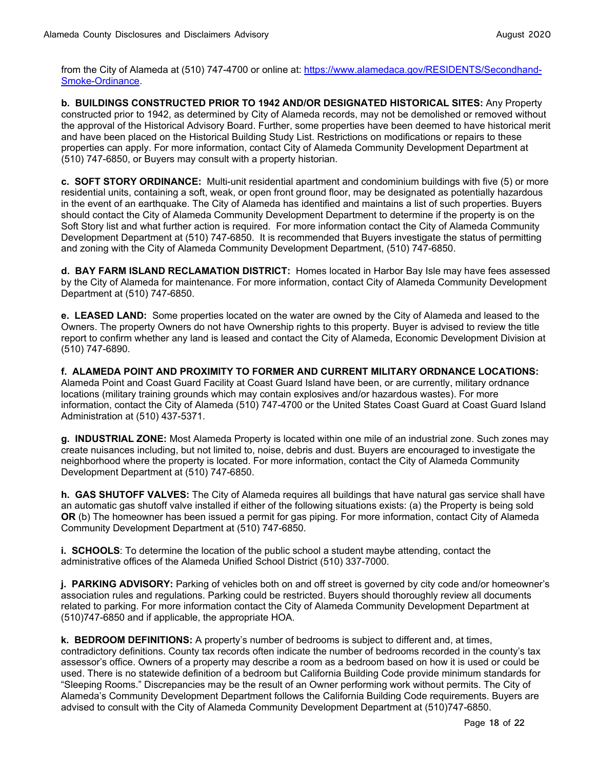from the City of Alameda at (510) 747-4700 or online at: [https://www.alamedaca.gov/RESIDENTS/Secondhand-Smoke-Ordinance](https://www.alamedaca.gov/RESIDENTS/Secondhand-Smoke-Ordinance).

**b. BUILDINGS CONSTRUCTED PRIOR TO 1942 AND/OR DESIGNATED HISTORICAL SITES:** Any Property constructed prior to 1942, as determined by City of Alameda records, may not be demolished or removed without the approval of the Historical Advisory Board. Further, some properties have been deemed to have historical merit and have been placed on the Historical Building Study List. Restrictions on modifications or repairs to these properties can apply. For more information, contact City of Alameda Community Development Department at (510) 747-6850, or Buyers may consult with a property historian.

**c. SOFT STORY ORDINANCE:** Multi-unit residential apartment and condominium buildings with five (5) or more residential units, containing a soft, weak, or open front ground floor, may be designated as potentially hazardous in the event of an earthquake. The City of Alameda has identified and maintains a list of such properties. Buyers should contact the City of Alameda Community Development Department to determine if the property is on the Soft Story list and what further action is required. For more information contact the City of Alameda Community Development Department at (510) 747-6850. It is recommended that Buyers investigate the status of permitting and zoning with the City of Alameda Community Development Department, (510) 747-6850.

**d. BAY FARM ISLAND RECLAMATION DISTRICT:** Homes located in Harbor Bay Isle may have fees assessed by the City of Alameda for maintenance. For more information, contact City of Alameda Community Development Department at (510) 747-6850.

**e. LEASED LAND:** Some properties located on the water are owned by the City of Alameda and leased to the Owners. The property Owners do not have Ownership rights to this property. Buyer is advised to review the title report to confirm whether any land is leased and contact the City of Alameda, Economic Development Division at (510) 747-6890.

**f. ALAMEDA POINT AND PROXIMITY TO FORMER AND CURRENT MILITARY ORDNANCE LOCATIONS:** Alameda Point and Coast Guard Facility at Coast Guard Island have been, or are currently, military ordnance locations (military training grounds which may contain explosives and/or hazardous wastes). For more information, contact the City of Alameda (510) 747-4700 or the United States Coast Guard at Coast Guard Island Administration at (510) 437-5371.

**g. INDUSTRIAL ZONE:** Most Alameda Property is located within one mile of an industrial zone. Such zones may create nuisances including, but not limited to, noise, debris and dust. Buyers are encouraged to investigate the neighborhood where the property is located. For more information, contact the City of Alameda Community Development Department at (510) 747-6850.

**h. GAS SHUTOFF VALVES:** The City of Alameda requires all buildings that have natural gas service shall have an automatic gas shutoff valve installed if either of the following situations exists: (a) the Property is being sold **OR** (b) The homeowner has been issued a permit for gas piping. For more information, contact City of Alameda Community Development Department at (510) 747-6850.

**i. SCHOOLS**: To determine the location of the public school a student maybe attending, contact the administrative offices of the Alameda Unified School District (510) 337-7000.

**j. PARKING ADVISORY:** Parking of vehicles both on and off street is governed by city code and/or homeowner's association rules and regulations. Parking could be restricted. Buyers should thoroughly review all documents related to parking. For more information contact the City of Alameda Community Development Department at (510)747-6850 and if applicable, the appropriate HOA.

**k. BEDROOM DEFINITIONS:** A property's number of bedrooms is subject to different and, at times, contradictory definitions. County tax records often indicate the number of bedrooms recorded in the county's tax assessor's office. Owners of a property may describe a room as a bedroom based on how it is used or could be used. There is no statewide definition of a bedroom but California Building Code provide minimum standards for "Sleeping Rooms." Discrepancies may be the result of an Owner performing work without permits. The City of Alameda's Community Development Department follows the California Building Code requirements. Buyers are advised to consult with the City of Alameda Community Development Department at (510)747-6850.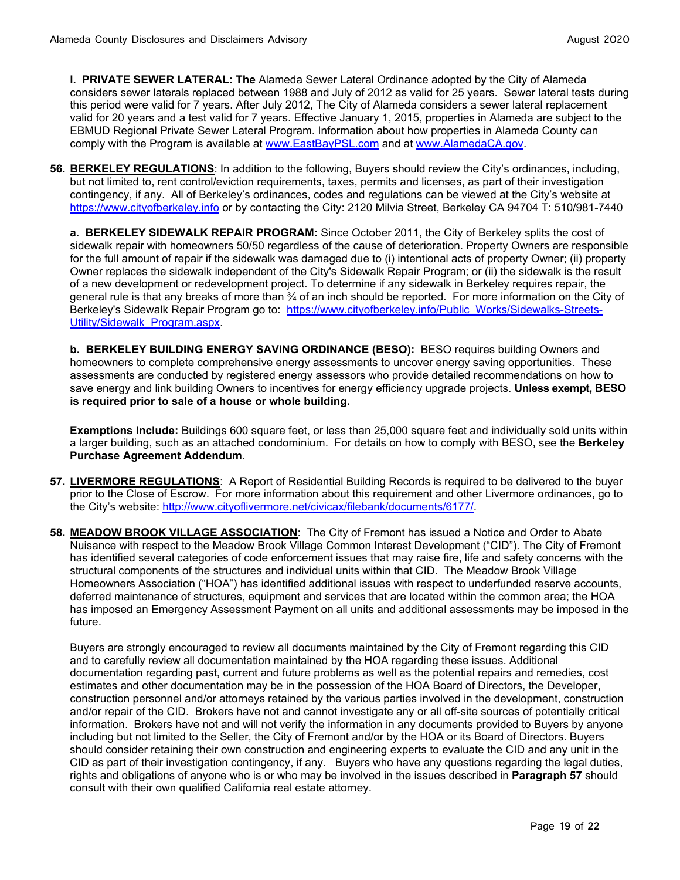**l. PRIVATE SEWER LATERAL: The** Alameda Sewer Lateral Ordinance adopted by the City of Alameda considers sewer laterals replaced between 1988 and July of 2012 as valid for 25 years. Sewer lateral tests during this period were valid for 7 years. After July 2012, The City of Alameda considers a sewer lateral replacement valid for 20 years and a test valid for 7 years. Effective January 1, 2015, properties in Alameda are subject to the EBMUD Regional Private Sewer Lateral Program. Information about how properties in Alameda County can comply with the Program is available at www.EastBayPSL.com and at www.AlamedaCA.gov.

**56. BERKELEY REGULATIONS**: In addition to the following, Buyers should review the City's ordinances, including, but not limited to, rent control/eviction requirements, taxes, permits and licenses, as part of their investigation contingency, if any. All of Berkeley's ordinances, codes and regulations can be viewed at the City's website at https://www.cityofberkeley.info or by contacting the City: 2120 Milvia Street, Berkeley CA 94704 T: 510/981-7440

**a. BERKELEY SIDEWALK REPAIR PROGRAM:** Since October 2011, the City of Berkeley splits the cost of sidewalk repair with homeowners 50/50 regardless of the cause of deterioration. Property Owners are responsible for the full amount of repair if the sidewalk was damaged due to (i) intentional acts of property Owner; (ii) property Owner replaces the sidewalk independent of the City's Sidewalk Repair Program; or (ii) the sidewalk is the result of a new development or redevelopment project. To determine if any sidewalk in Berkeley requires repair, the general rule is that any breaks of more than ¾ of an inch should be reported. For more information on the City of Berkeley's Sidewalk Repair Program go to: https://www.cityofberkeley.info/Public_Works/Sidewalks-Streets-Utility/Sidewalk_Program.aspx.

**b. BERKELEY BUILDING ENERGY SAVING ORDINANCE (BESO):** BESO requires building Owners and homeowners to complete comprehensive energy assessments to uncover energy saving opportunities. These assessments are conducted by registered energy assessors who provide detailed recommendations on how to save energy and link building Owners to incentives for energy efficiency upgrade projects. **Unless exempt, BESO is required prior to sale of a house or whole building.**

**Exemptions Include:** Buildings 600 square feet, or less than 25,000 square feet and individually sold units within a larger building, such as an attached condominium. For details on how to comply with BESO, see the **Berkeley Purchase Agreement Addendum**.

**57. LIVERMORE REGULATIONS**: A Report of Residential Building Records is required to be delivered to the buyer prior to the Close of Escrow. For more information about this requirement and other Livermore ordinances, go to the City's website: http://www.cityoflivermore.net/civicax/filebank/documents/6177/.

**58. MEADOW BROOK VILLAGE ASSOCIATION**: The City of Fremont has issued a Notice and Order to Abate Nuisance with respect to the Meadow Brook Village Common Interest Development ("CID"). The City of Fremont has identified several categories of code enforcement issues that may raise fire, life and safety concerns with the structural components of the structures and individual units within that CID. The Meadow Brook Village Homeowners Association ("HOA") has identified additional issues with respect to underfunded reserve accounts, deferred maintenance of structures, equipment and services that are located within the common area; the HOA has imposed an Emergency Assessment Payment on all units and additional assessments may be imposed in the future.

Buyers are strongly encouraged to review all documents maintained by the City of Fremont regarding this CID and to carefully review all documentation maintained by the HOA regarding these issues. Additional documentation regarding past, current and future problems as well as the potential repairs and remedies, cost estimates and other documentation may be in the possession of the HOA Board of Directors, the Developer, construction personnel and/or attorneys retained by the various parties involved in the development, construction and/or repair of the CID. Brokers have not and cannot investigate any or all off-site sources of potentially critical information. Brokers have not and will not verify the information in any documents provided to Buyers by anyone including but not limited to the Seller, the City of Fremont and/or by the HOA or its Board of Directors. Buyers should consider retaining their own construction and engineering experts to evaluate the CID and any unit in the CID as part of their investigation contingency, if any. Buyers who have any questions regarding the legal duties, rights and obligations of anyone who is or who may be involved in the issues described in **Paragraph 57** should consult with their own qualified California real estate attorney.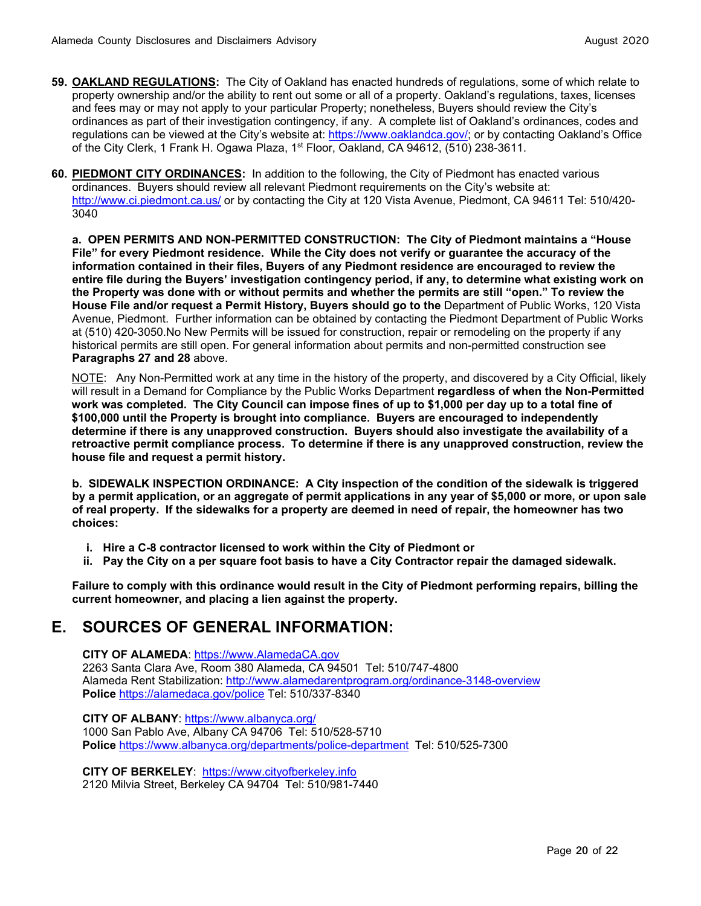**59. <u>OAKLAND REGULATIONS</u>:** The City of Oakland has enacted hundreds of regulations, some of which relate to property ownership and/or the ability to rent out some or all of a property. Oakland's regulations, taxes, licenses and fees may or may not apply to your particular Property; nonetheless, Buyers should review the City's ordinances as part of their investigation contingency, if any. A complete list of Oakland's ordinances, codes and regulations can be viewed at the City's website at: https://www.oaklandca.gov/; or by contacting Oakland's Office of the City Clerk, 1 Frank H. Ogawa Plaza, 1st Floor, Oakland, CA 94612, (510) 238-3611.

**60. <u>PIEDMONT CITY ORDINANCES</u>:** In addition to the following, the City of Piedmont has enacted various ordinances. Buyers should review all relevant Piedmont requirements on the City's website at: http://www.ci.piedmont.ca.us/ or by contacting the City at 120 Vista Avenue, Piedmont, CA 94611 Tel: 510/420-3040

**a. OPEN PERMITS AND NON-PERMITTED CONSTRUCTION: The City of Piedmont maintains a "House File" for every Piedmont residence. While the City does not verify or guarantee the accuracy of the information contained in their files, Buyers of any Piedmont residence are encouraged to review the entire file during the Buyers' investigation contingency period, if any, to determine what existing work on the Property was done with or without permits and whether the permits are still "open." To review the House File and/or request a Permit History, Buyers should go to the** Department of Public Works, 120 Vista Avenue, Piedmont. Further information can be obtained by contacting the Piedmont Department of Public Works at (510) 420-3050.No New Permits will be issued for construction, repair or remodeling on the property if any historical permits are still open. For general information about permits and non-permitted construction see **Paragraphs 27 and 28** above.

<u>NOTE</u>: Any Non-Permitted work at any time in the history of the property, and discovered by a City Official, likely will result in a Demand for Compliance by the Public Works Department **regardless of when the Non-Permitted work was completed. The City Council can impose fines of up to $1,000 per day up to a total fine of $100,000 until the Property is brought into compliance. Buyers are encouraged to independently determine if there is any unapproved construction. Buyers should also investigate the availability of a retroactive permit compliance process. To determine if there is any unapproved construction, review the house file and request a permit history.**

**b. SIDEWALK INSPECTION ORDINANCE: A City inspection of the condition of the sidewalk is triggered by a permit application, or an aggregate of permit applications in any year of $5,000 or more, or upon sale of real property. If the sidewalks for a property are deemed in need of repair, the homeowner has two choices:**

**i. Hire a C-8 contractor licensed to work within the City of Piedmont or**
**ii. Pay the City on a per square foot basis to have a City Contractor repair the damaged sidewalk.**

**Failure to comply with this ordinance would result in the City of Piedmont performing repairs, billing the current homeowner, and placing a lien against the property.**

# E. SOURCES OF GENERAL INFORMATION:

**CITY OF ALAMEDA**: https://www.AlamedaCA.gov
2263 Santa Clara Ave, Room 380 Alameda, CA 94501 Tel: 510/747-4800
Alameda Rent Stabilization: http://www.alamedarentprogram.org/ordinance-3148-overview
**Police** https://alamedaca.gov/police Tel: 510/337-8340

**CITY OF ALBANY**: https://www.albanyca.org/
1000 San Pablo Ave, Albany CA 94706 Tel: 510/528-5710
**Police** https://www.albanyca.org/departments/police-department Tel: 510/525-7300

**CITY OF BERKELEY**: https://www.cityofberkeley.info
2120 Milvia Street, Berkeley CA 94704 Tel: 510/981-7440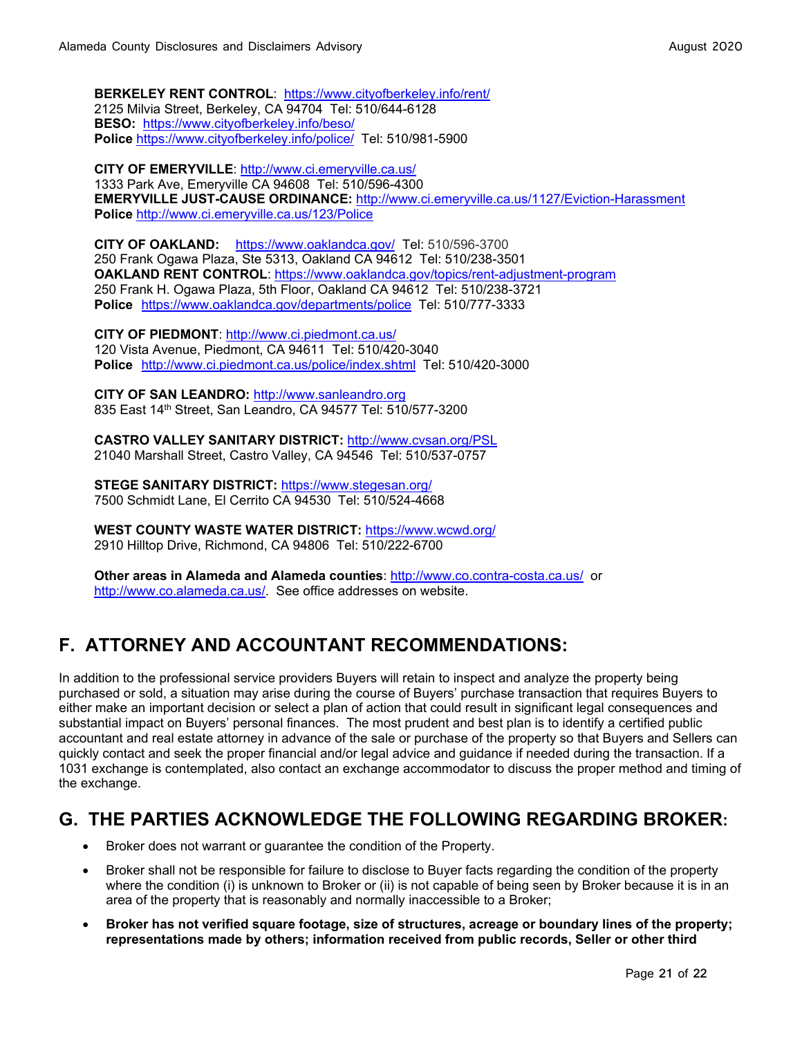**BERKELEY RENT CONTROL**: https://www.cityofberkeley.info/rent/
2125 Milvia Street, Berkeley, CA 94704 Tel: 510/644-6128
**BESO:** https://www.cityofberkeley.info/beso/
**Police** https://www.cityofberkeley.info/police/ Tel: 510/981-5900

**CITY OF EMERYVILLE**: http://www.ci.emeryville.ca.us/
1333 Park Ave, Emeryville CA 94608 Tel: 510/596-4300
**EMERYVILLE JUST-CAUSE ORDINANCE:** http://www.ci.emeryville.ca.us/1127/Eviction-Harassment
**Police** http://www.ci.emeryville.ca.us/123/Police

**CITY OF OAKLAND:** https://www.oaklandca.gov/ Tel: 510/596-3700
250 Frank Ogawa Plaza, Ste 5313, Oakland CA 94612 Tel: 510/238-3501
**OAKLAND RENT CONTROL**: https://www.oaklandca.gov/topics/rent-adjustment-program
250 Frank H. Ogawa Plaza, 5th Floor, Oakland CA 94612 Tel: 510/238-3721
**Police** https://www.oaklandca.gov/departments/police Tel: 510/777-3333

**CITY OF PIEDMONT**: http://www.ci.piedmont.ca.us/
120 Vista Avenue, Piedmont, CA 94611 Tel: 510/420-3040
**Police** http://www.ci.piedmont.ca.us/police/index.shtml Tel: 510/420-3000

**CITY OF SAN LEANDRO:** http://www.sanleandro.org
835 East 14th Street, San Leandro, CA 94577 Tel: 510/577-3200

**CASTRO VALLEY SANITARY DISTRICT:** http://www.cvsan.org/PSL
21040 Marshall Street, Castro Valley, CA 94546 Tel: 510/537-0757

**STEGE SANITARY DISTRICT:** https://www.stegesan.org/
7500 Schmidt Lane, El Cerrito CA 94530 Tel: 510/524-4668

**WEST COUNTY WASTE WATER DISTRICT:** https://www.wcwd.org/
2910 Hilltop Drive, Richmond, CA 94806 Tel: 510/222-6700

**Other areas in Alameda and Alameda counties**: http://www.co.contra-costa.ca.us/ or http://www.co.alameda.ca.us/. See office addresses on website.

## F. ATTORNEY AND ACCOUNTANT RECOMMENDATIONS:

In addition to the professional service providers Buyers will retain to inspect and analyze the property being purchased or sold, a situation may arise during the course of Buyers' purchase transaction that requires Buyers to either make an important decision or select a plan of action that could result in significant legal consequences and substantial impact on Buyers' personal finances. The most prudent and best plan is to identify a certified public accountant and real estate attorney in advance of the sale or purchase of the property so that Buyers and Sellers can quickly contact and seek the proper financial and/or legal advice and guidance if needed during the transaction. If a 1031 exchange is contemplated, also contact an exchange accommodator to discuss the proper method and timing of the exchange.

## G. THE PARTIES ACKNOWLEDGE THE FOLLOWING REGARDING BROKER:

- Broker does not warrant or guarantee the condition of the Property.
- Broker shall not be responsible for failure to disclose to Buyer facts regarding the condition of the property where the condition (i) is unknown to Broker or (ii) is not capable of being seen by Broker because it is in an area of the property that is reasonably and normally inaccessible to a Broker;
- **Broker has not verified square footage, size of structures, acreage or boundary lines of the property; representations made by others; information received from public records, Seller or other third**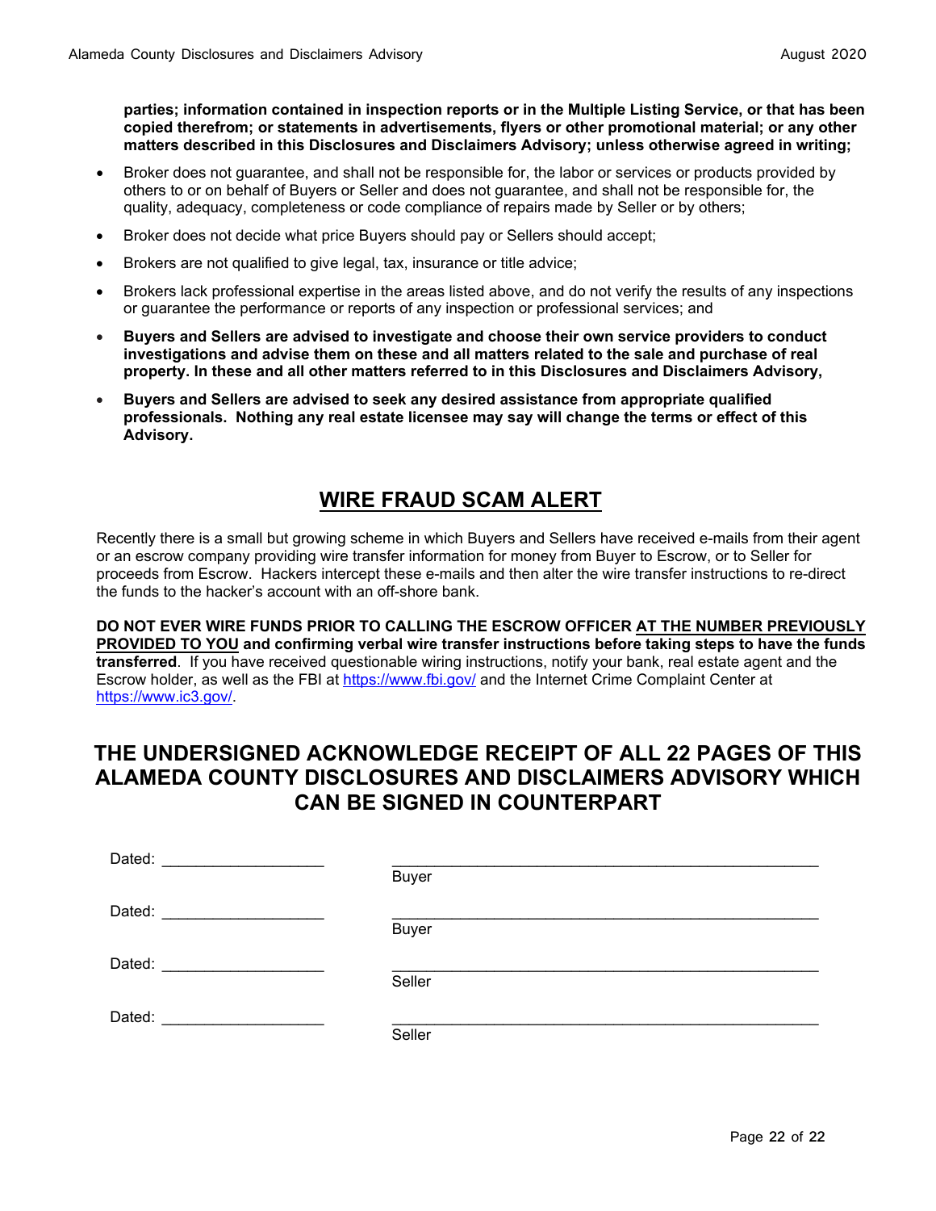**parties; information contained in inspection reports or in the Multiple Listing Service, or that has been copied therefrom; or statements in advertisements, flyers or other promotional material; or any other matters described in this Disclosures and Disclaimers Advisory; unless otherwise agreed in writing;**

- Broker does not guarantee, and shall not be responsible for, the labor or services or products provided by others to or on behalf of Buyers or Seller and does not guarantee, and shall not be responsible for, the quality, adequacy, completeness or code compliance of repairs made by Seller or by others;
- Broker does not decide what price Buyers should pay or Sellers should accept;
- Brokers are not qualified to give legal, tax, insurance or title advice;
- Brokers lack professional expertise in the areas listed above, and do not verify the results of any inspections or guarantee the performance or reports of any inspection or professional services; and
- **Buyers and Sellers are advised to investigate and choose their own service providers to conduct investigations and advise them on these and all matters related to the sale and purchase of real property. In these and all other matters referred to in this Disclosures and Disclaimers Advisory,**
- **Buyers and Sellers are advised to seek any desired assistance from appropriate qualified professionals. Nothing any real estate licensee may say will change the terms or effect of this Advisory.**

## WIRE FRAUD SCAM ALERT

Recently there is a small but growing scheme in which Buyers and Sellers have received e-mails from their agent or an escrow company providing wire transfer information for money from Buyer to Escrow, or to Seller for proceeds from Escrow. Hackers intercept these e-mails and then alter the wire transfer instructions to re-direct the funds to the hacker's account with an off-shore bank.

**DO NOT EVER WIRE FUNDS PRIOR TO CALLING THE ESCROW OFFICER AT THE NUMBER PREVIOUSLY PROVIDED TO YOU and confirming verbal wire transfer instructions before taking steps to have the funds transferred**. If you have received questionable wiring instructions, notify your bank, real estate agent and the Escrow holder, as well as the FBI at https://www.fbi.gov/ and the Internet Crime Complaint Center at https://www.ic3.gov/.

## THE UNDERSIGNED ACKNOWLEDGE RECEIPT OF ALL 22 PAGES OF THIS ALAMEDA COUNTY DISCLOSURES AND DISCLAIMERS ADVISORY WHICH CAN BE SIGNED IN COUNTERPART

Dated: ___________________ ____________________________________________________
Buyer

Dated: ___________________ ____________________________________________________
Buyer

Dated: ___________________ ____________________________________________________
Seller

Dated: ___________________ ____________________________________________________
Seller